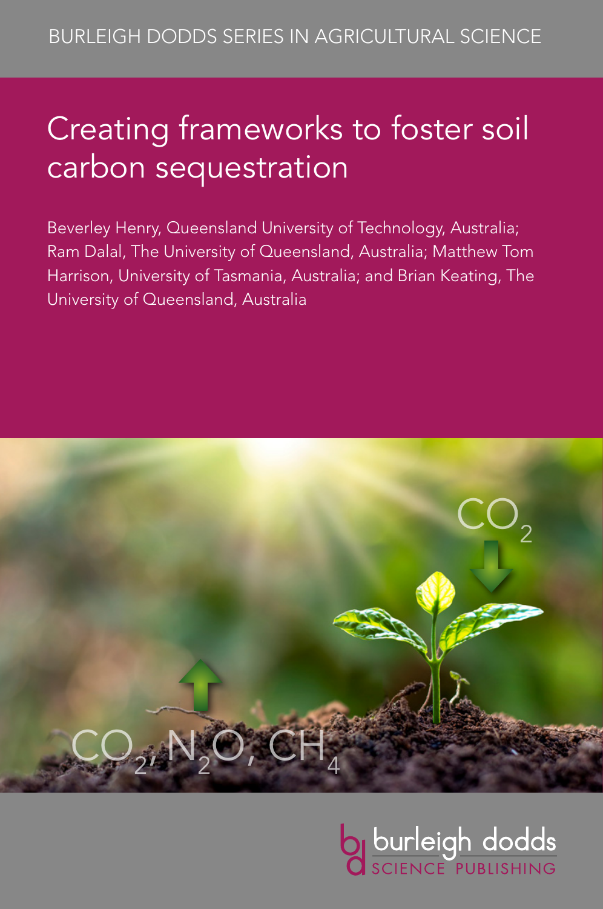BURLEIGH DODDS SERIES IN AGRICULTURAL SCIENCE

# Creating frameworks to foster soil carbon sequestration

Beverley Henry, Queensland University of Technology, Australia; Ram Dalal, The University of Queensland, Australia; Matthew Tom Harrison, University of Tasmania, Australia; and Brian Keating, The University of Queensland, Australia

$CO_2$

$CO_2$, $N_2O$, $CH_4$

burleigh dodds SCIENCE PUBLISHING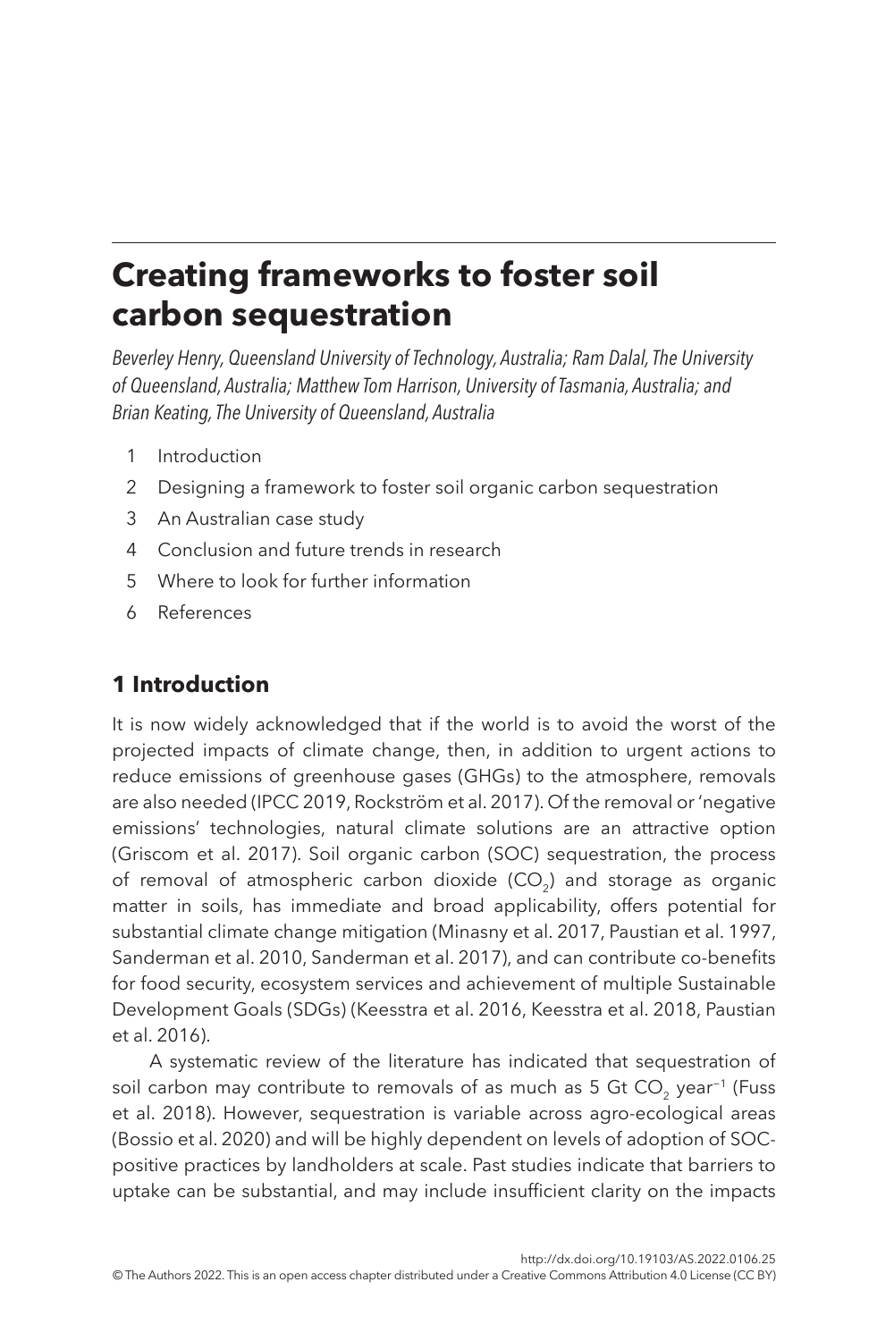# Creating frameworks to foster soil carbon sequestration

*Beverley Henry, Queensland University of Technology, Australia; Ram Dalal, The University of Queensland, Australia; Matthew Tom Harrison, University of Tasmania, Australia; and Brian Keating, The University of Queensland, Australia*

1. Introduction
2. Designing a framework to foster soil organic carbon sequestration
3. An Australian case study
4. Conclusion and future trends in research
5. Where to look for further information
6. References

## 1 Introduction

It is now widely acknowledged that if the world is to avoid the worst of the projected impacts of climate change, then, in addition to urgent actions to reduce emissions of greenhouse gases (GHGs) to the atmosphere, removals are also needed (IPCC 2019, Rockström et al. 2017). Of the removal or 'negative emissions' technologies, natural climate solutions are an attractive option (Griscom et al. 2017). Soil organic carbon (SOC) sequestration, the process of removal of atmospheric carbon dioxide ($CO_2$) and storage as organic matter in soils, has immediate and broad applicability, offers potential for substantial climate change mitigation (Minasny et al. 2017, Paustian et al. 1997, Sanderman et al. 2010, Sanderman et al. 2017), and can contribute co-benefits for food security, ecosystem services and achievement of multiple Sustainable Development Goals (SDGs) (Keesstra et al. 2016, Keesstra et al. 2018, Paustian et al. 2016).

A systematic review of the literature has indicated that sequestration of soil carbon may contribute to removals of as much as 5 Gt $CO_2$ year$^{-1}$ (Fuss et al. 2018). However, sequestration is variable across agro-ecological areas (Bossio et al. 2020) and will be highly dependent on levels of adoption of SOC-positive practices by landholders at scale. Past studies indicate that barriers to uptake can be substantial, and may include insufficient clarity on the impacts

http://dx.doi.org/10.19103/AS.2022.0106.25

© The Authors 2022. This is an open access chapter distributed under a Creative Commons Attribution 4.0 License (CC BY)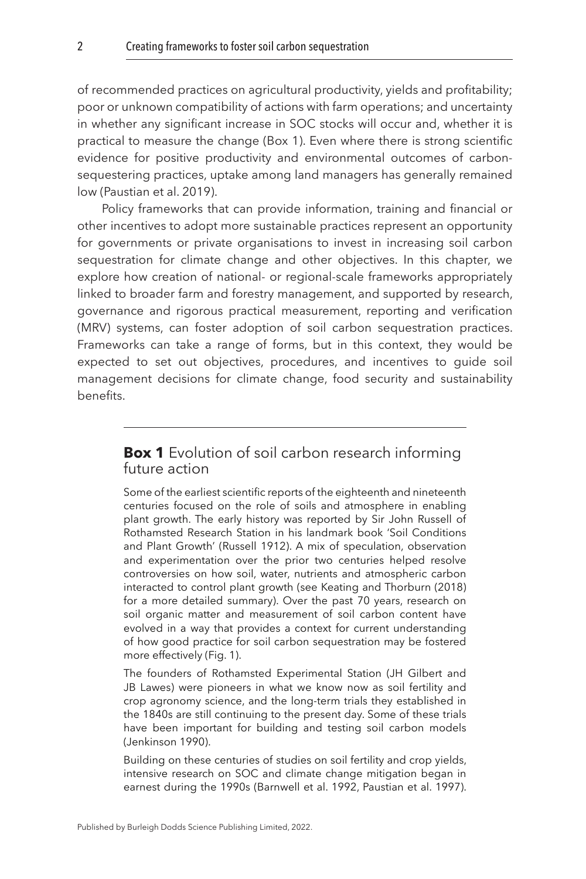of recommended practices on agricultural productivity, yields and profitability; poor or unknown compatibility of actions with farm operations; and uncertainty in whether any significant increase in SOC stocks will occur and, whether it is practical to measure the change (Box 1). Even where there is strong scientific evidence for positive productivity and environmental outcomes of carbon-sequestering practices, uptake among land managers has generally remained low (Paustian et al. 2019).

Policy frameworks that can provide information, training and financial or other incentives to adopt more sustainable practices represent an opportunity for governments or private organisations to invest in increasing soil carbon sequestration for climate change and other objectives. In this chapter, we explore how creation of national- or regional-scale frameworks appropriately linked to broader farm and forestry management, and supported by research, governance and rigorous practical measurement, reporting and verification (MRV) systems, can foster adoption of soil carbon sequestration practices. Frameworks can take a range of forms, but in this context, they would be expected to set out objectives, procedures, and incentives to guide soil management decisions for climate change, food security and sustainability benefits.

### **Box 1** Evolution of soil carbon research informing future action

Some of the earliest scientific reports of the eighteenth and nineteenth centuries focused on the role of soils and atmosphere in enabling plant growth. The early history was reported by Sir John Russell of Rothamsted Research Station in his landmark book 'Soil Conditions and Plant Growth' (Russell 1912). A mix of speculation, observation and experimentation over the prior two centuries helped resolve controversies on how soil, water, nutrients and atmospheric carbon interacted to control plant growth (see Keating and Thorburn (2018) for a more detailed summary). Over the past 70 years, research on soil organic matter and measurement of soil carbon content have evolved in a way that provides a context for current understanding of how good practice for soil carbon sequestration may be fostered more effectively (Fig. 1).

The founders of Rothamsted Experimental Station (JH Gilbert and JB Lawes) were pioneers in what we know now as soil fertility and crop agronomy science, and the long-term trials they established in the 1840s are still continuing to the present day. Some of these trials have been important for building and testing soil carbon models (Jenkinson 1990).

Building on these centuries of studies on soil fertility and crop yields, intensive research on SOC and climate change mitigation began in earnest during the 1990s (Barnwell et al. 1992, Paustian et al. 1997).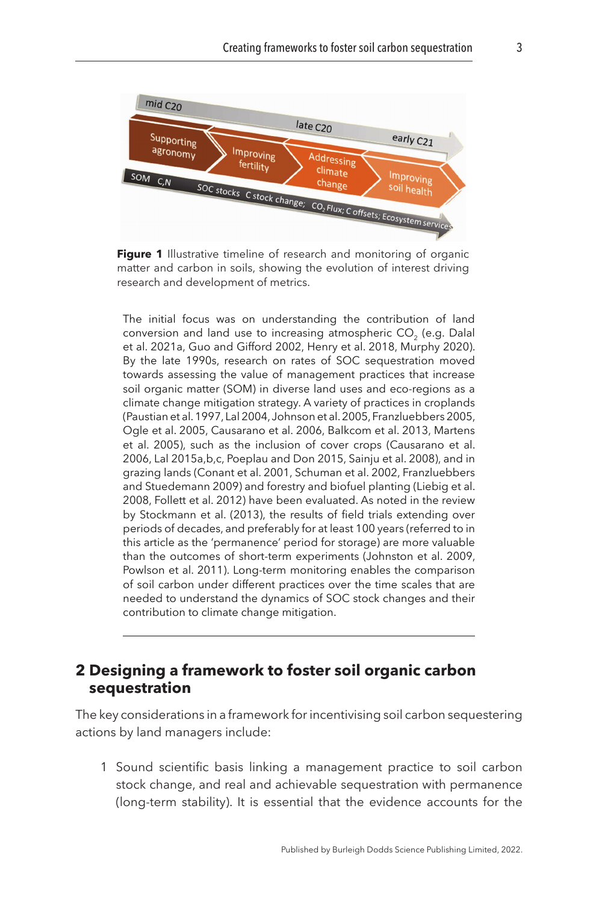**Figure 1** Illustrative timeline of research and monitoring of organic matter and carbon in soils, showing the evolution of interest driving research and development of metrics.

The initial focus was on understanding the contribution of land conversion and land use to increasing atmospheric $CO_2$ (e.g. Dalal et al. 2021a, Guo and Gifford 2002, Henry et al. 2018, Murphy 2020). By the late 1990s, research on rates of SOC sequestration moved towards assessing the value of management practices that increase soil organic matter (SOM) in diverse land uses and eco-regions as a climate change mitigation strategy. A variety of practices in croplands (Paustian et al. 1997, Lal 2004, Johnson et al. 2005, Franzluebbers 2005, Ogle et al. 2005, Causarano et al. 2006, Balkcom et al. 2013, Martens et al. 2005), such as the inclusion of cover crops (Causarano et al. 2006, Lal 2015a,b,c, Poeplau and Don 2015, Sainju et al. 2008), and in grazing lands (Conant et al. 2001, Schuman et al. 2002, Franzluebbers and Stuedemann 2009) and forestry and biofuel planting (Liebig et al. 2008, Follett et al. 2012) have been evaluated. As noted in the review by Stockmann et al. (2013), the results of field trials extending over periods of decades, and preferably for at least 100 years (referred to in this article as the 'permanence' period for storage) are more valuable than the outcomes of short-term experiments (Johnston et al. 2009, Powlson et al. 2011). Long-term monitoring enables the comparison of soil carbon under different practices over the time scales that are needed to understand the dynamics of SOC stock changes and their contribution to climate change mitigation.

## 2 Designing a framework to foster soil organic carbon sequestration

The key considerations in a framework for incentivising soil carbon sequestering actions by land managers include:

1. Sound scientific basis linking a management practice to soil carbon stock change, and real and achievable sequestration with permanence (long-term stability). It is essential that the evidence accounts for the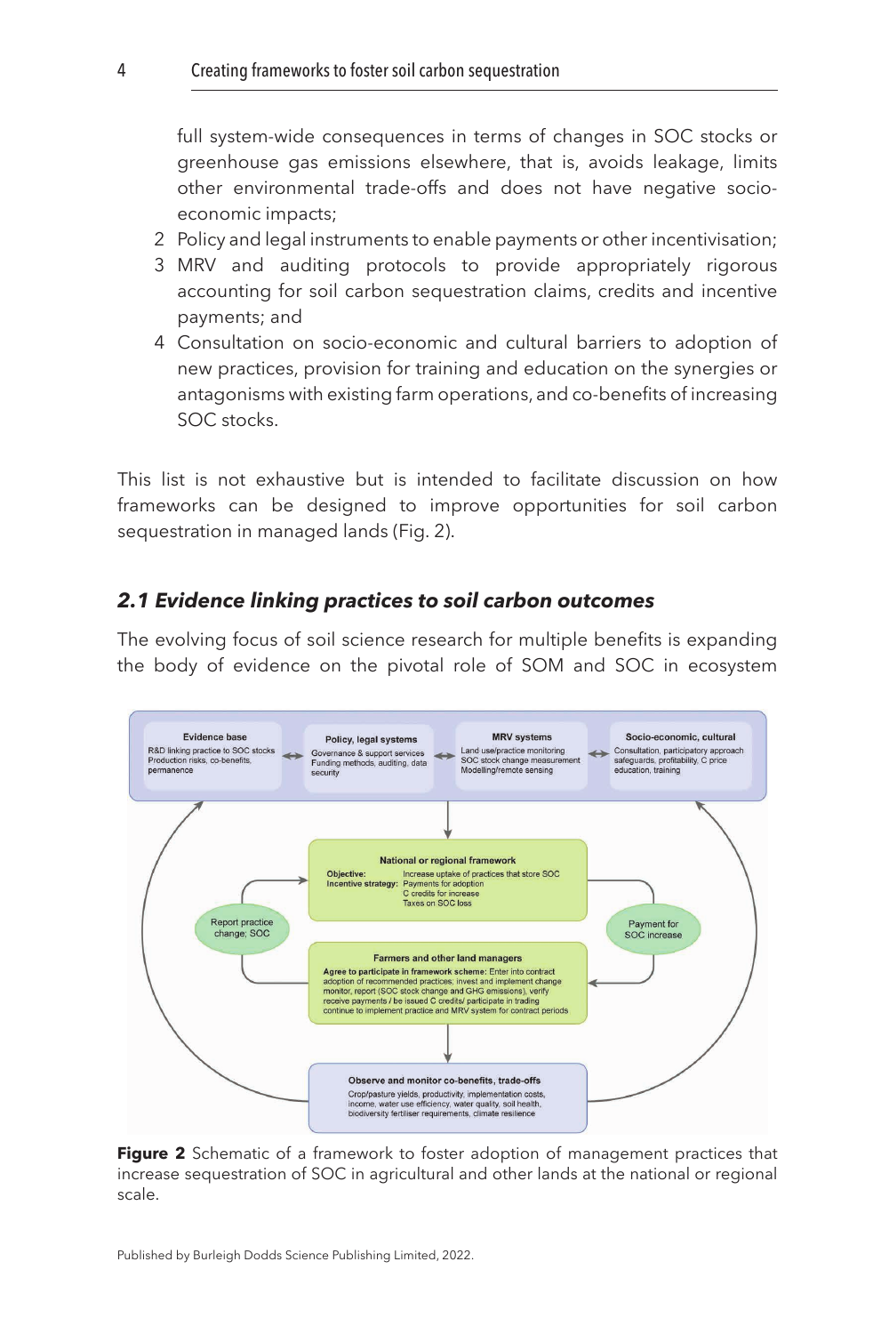full system-wide consequences in terms of changes in SOC stocks or greenhouse gas emissions elsewhere, that is, avoids leakage, limits other environmental trade-offs and does not have negative socio-economic impacts;

2. Policy and legal instruments to enable payments or other incentivisation;
3. MRV and auditing protocols to provide appropriately rigorous accounting for soil carbon sequestration claims, credits and incentive payments; and
4. Consultation on socio-economic and cultural barriers to adoption of new practices, provision for training and education on the synergies or antagonisms with existing farm operations, and co-benefits of increasing SOC stocks.

This list is not exhaustive but is intended to facilitate discussion on how frameworks can be designed to improve opportunities for soil carbon sequestration in managed lands (Fig. 2).

### *2.1 Evidence linking practices to soil carbon outcomes*

The evolving focus of soil science research for multiple benefits is expanding the body of evidence on the pivotal role of SOM and SOC in ecosystem

**Evidence base** – R&D linking practice to SOC stocks; Production risks, co-benefits, permanence

**Policy, legal systems** – Governance & support services; Funding methods, auditing, data security

**MRV systems** – Land use/practice monitoring; SOC stock change measurement; Modelling/remote sensing

**Socio-economic, cultural** – Consultation, participatory approach; safeguards, profitability, C price; education, training

**National or regional framework**
Objective: Increase uptake of practices that store SOC
Incentive strategy: Payments for adoption; C credits for increase; Taxes on SOC loss

Report practice change; SOC

Payment for SOC increase

**Farmers and other land managers**
Agree to participate in framework scheme: Enter into contract adoption of recommended practices; invest and implement change; monitor, report (SOC stock change and GHG emissions), verify; receive payments / be issued C credits/ participate in trading; continue to implement practice and MRV system for contract periods

**Observe and monitor co-benefits, trade-offs**
Crop/pasture yields, productivity, implementation costs, income, water use efficiency, water quality, soil health, biodiversity fertiliser requirements, climate resilience

**Figure 2** Schematic of a framework to foster adoption of management practices that increase sequestration of SOC in agricultural and other lands at the national or regional scale.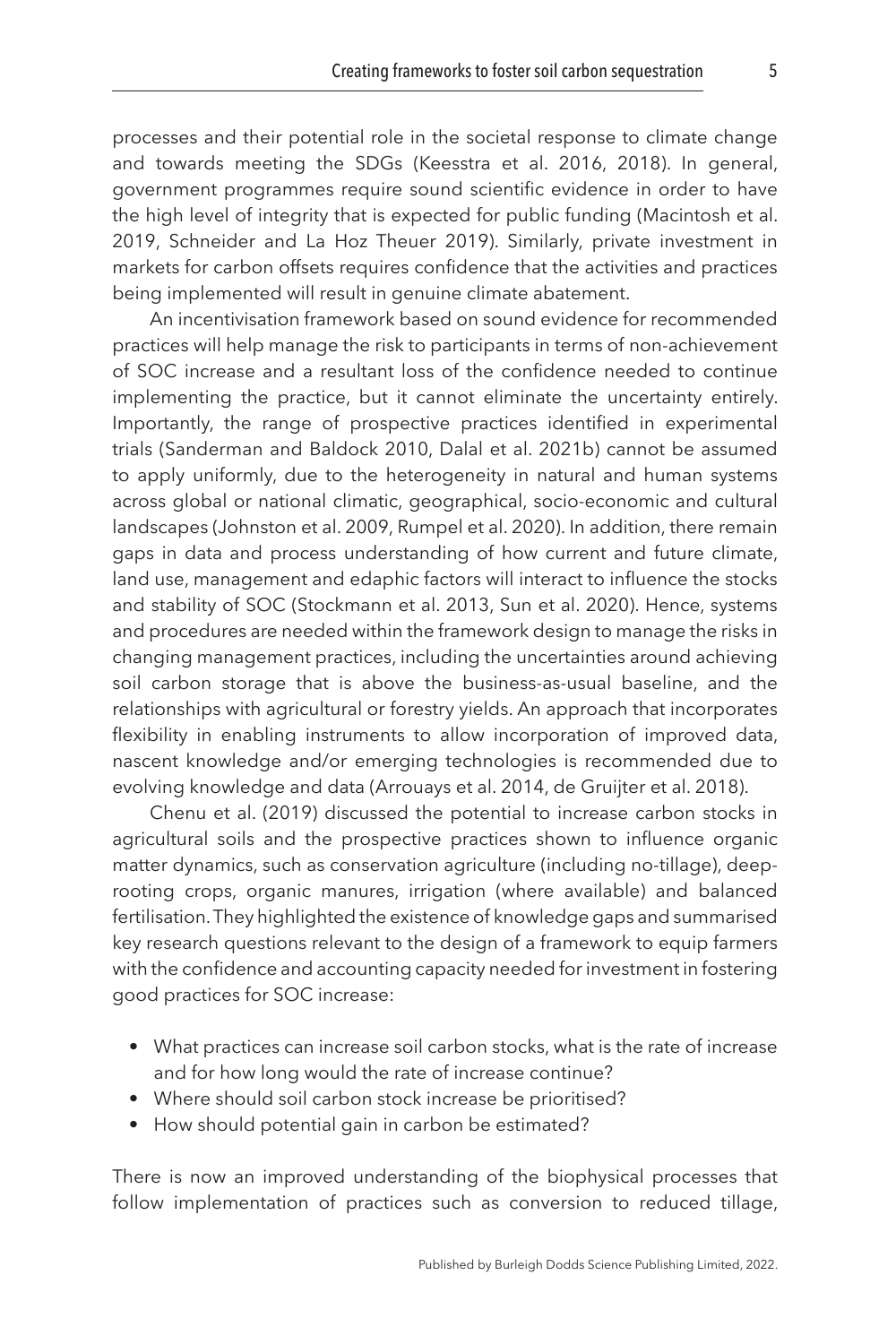processes and their potential role in the societal response to climate change and towards meeting the SDGs (Keesstra et al. 2016, 2018). In general, government programmes require sound scientific evidence in order to have the high level of integrity that is expected for public funding (Macintosh et al. 2019, Schneider and La Hoz Theuer 2019). Similarly, private investment in markets for carbon offsets requires confidence that the activities and practices being implemented will result in genuine climate abatement.

An incentivisation framework based on sound evidence for recommended practices will help manage the risk to participants in terms of non-achievement of SOC increase and a resultant loss of the confidence needed to continue implementing the practice, but it cannot eliminate the uncertainty entirely. Importantly, the range of prospective practices identified in experimental trials (Sanderman and Baldock 2010, Dalal et al. 2021b) cannot be assumed to apply uniformly, due to the heterogeneity in natural and human systems across global or national climatic, geographical, socio-economic and cultural landscapes (Johnston et al. 2009, Rumpel et al. 2020). In addition, there remain gaps in data and process understanding of how current and future climate, land use, management and edaphic factors will interact to influence the stocks and stability of SOC (Stockmann et al. 2013, Sun et al. 2020). Hence, systems and procedures are needed within the framework design to manage the risks in changing management practices, including the uncertainties around achieving soil carbon storage that is above the business-as-usual baseline, and the relationships with agricultural or forestry yields. An approach that incorporates flexibility in enabling instruments to allow incorporation of improved data, nascent knowledge and/or emerging technologies is recommended due to evolving knowledge and data (Arrouays et al. 2014, de Gruijter et al. 2018).

Chenu et al. (2019) discussed the potential to increase carbon stocks in agricultural soils and the prospective practices shown to influence organic matter dynamics, such as conservation agriculture (including no-tillage), deep-rooting crops, organic manures, irrigation (where available) and balanced fertilisation. They highlighted the existence of knowledge gaps and summarised key research questions relevant to the design of a framework to equip farmers with the confidence and accounting capacity needed for investment in fostering good practices for SOC increase:

- What practices can increase soil carbon stocks, what is the rate of increase and for how long would the rate of increase continue?
- Where should soil carbon stock increase be prioritised?
- How should potential gain in carbon be estimated?

There is now an improved understanding of the biophysical processes that follow implementation of practices such as conversion to reduced tillage,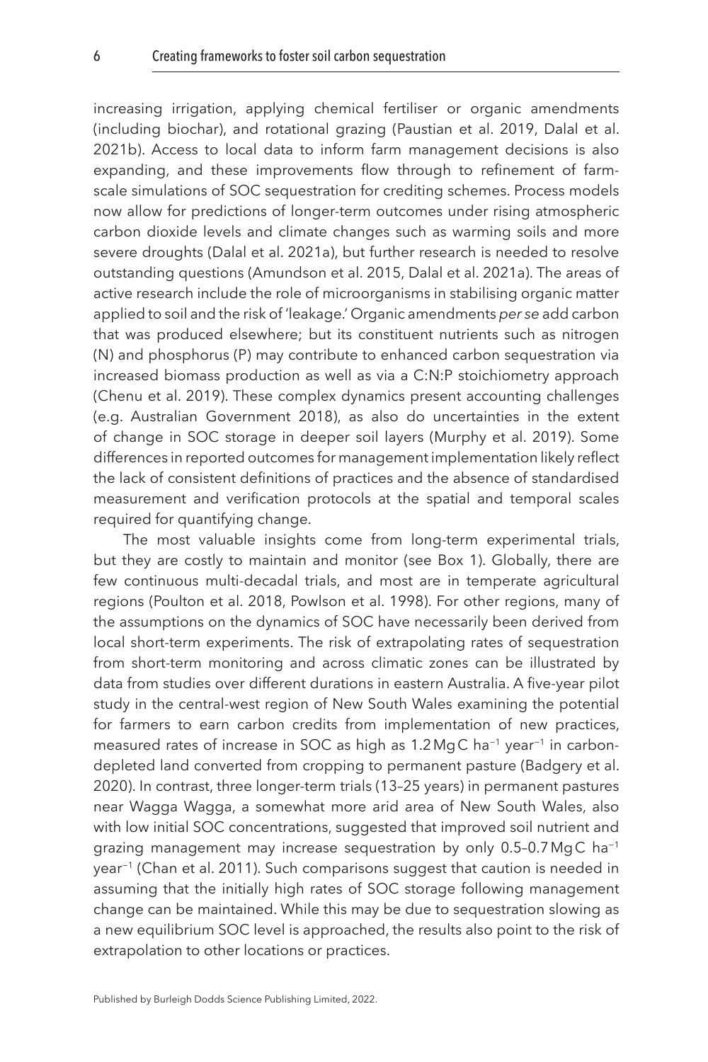increasing irrigation, applying chemical fertiliser or organic amendments (including biochar), and rotational grazing (Paustian et al. 2019, Dalal et al. 2021b). Access to local data to inform farm management decisions is also expanding, and these improvements flow through to refinement of farm-scale simulations of SOC sequestration for crediting schemes. Process models now allow for predictions of longer-term outcomes under rising atmospheric carbon dioxide levels and climate changes such as warming soils and more severe droughts (Dalal et al. 2021a), but further research is needed to resolve outstanding questions (Amundson et al. 2015, Dalal et al. 2021a). The areas of active research include the role of microorganisms in stabilising organic matter applied to soil and the risk of 'leakage.' Organic amendments *per se* add carbon that was produced elsewhere; but its constituent nutrients such as nitrogen (N) and phosphorus (P) may contribute to enhanced carbon sequestration via increased biomass production as well as via a C:N:P stoichiometry approach (Chenu et al. 2019). These complex dynamics present accounting challenges (e.g. Australian Government 2018), as also do uncertainties in the extent of change in SOC storage in deeper soil layers (Murphy et al. 2019). Some differences in reported outcomes for management implementation likely reflect the lack of consistent definitions of practices and the absence of standardised measurement and verification protocols at the spatial and temporal scales required for quantifying change.

The most valuable insights come from long-term experimental trials, but they are costly to maintain and monitor (see Box 1). Globally, there are few continuous multi-decadal trials, and most are in temperate agricultural regions (Poulton et al. 2018, Powlson et al. 1998). For other regions, many of the assumptions on the dynamics of SOC have necessarily been derived from local short-term experiments. The risk of extrapolating rates of sequestration from short-term monitoring and across climatic zones can be illustrated by data from studies over different durations in eastern Australia. A five-year pilot study in the central-west region of New South Wales examining the potential for farmers to earn carbon credits from implementation of new practices, measured rates of increase in SOC as high as 1.2 Mg C $ha^{-1}$ $year^{-1}$ in carbon-depleted land converted from cropping to permanent pasture (Badgery et al. 2020). In contrast, three longer-term trials (13–25 years) in permanent pastures near Wagga Wagga, a somewhat more arid area of New South Wales, also with low initial SOC concentrations, suggested that improved soil nutrient and grazing management may increase sequestration by only 0.5–0.7 Mg C $ha^{-1}$ $year^{-1}$ (Chan et al. 2011). Such comparisons suggest that caution is needed in assuming that the initially high rates of SOC storage following management change can be maintained. While this may be due to sequestration slowing as a new equilibrium SOC level is approached, the results also point to the risk of extrapolation to other locations or practices.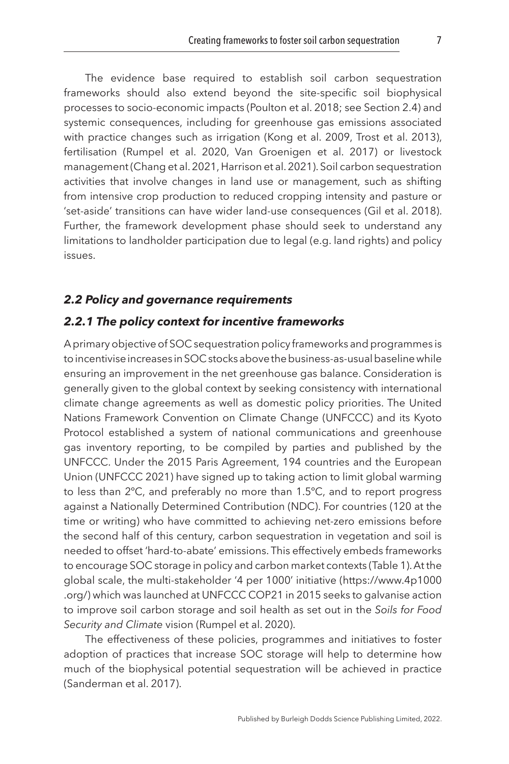The evidence base required to establish soil carbon sequestration frameworks should also extend beyond the site-specific soil biophysical processes to socio-economic impacts (Poulton et al. 2018; see Section 2.4) and systemic consequences, including for greenhouse gas emissions associated with practice changes such as irrigation (Kong et al. 2009, Trost et al. 2013), fertilisation (Rumpel et al. 2020, Van Groenigen et al. 2017) or livestock management (Chang et al. 2021, Harrison et al. 2021). Soil carbon sequestration activities that involve changes in land use or management, such as shifting from intensive crop production to reduced cropping intensity and pasture or 'set-aside' transitions can have wider land-use consequences (Gil et al. 2018). Further, the framework development phase should seek to understand any limitations to landholder participation due to legal (e.g. land rights) and policy issues.

## *2.2 Policy and governance requirements*

### *2.2.1 The policy context for incentive frameworks*

A primary objective of SOC sequestration policy frameworks and programmes is to incentivise increases in SOC stocks above the business-as-usual baseline while ensuring an improvement in the net greenhouse gas balance. Consideration is generally given to the global context by seeking consistency with international climate change agreements as well as domestic policy priorities. The United Nations Framework Convention on Climate Change (UNFCCC) and its Kyoto Protocol established a system of national communications and greenhouse gas inventory reporting, to be compiled by parties and published by the UNFCCC. Under the 2015 Paris Agreement, 194 countries and the European Union (UNFCCC 2021) have signed up to taking action to limit global warming to less than 2°C, and preferably no more than 1.5°C, and to report progress against a Nationally Determined Contribution (NDC). For countries (120 at the time or writing) who have committed to achieving net-zero emissions before the second half of this century, carbon sequestration in vegetation and soil is needed to offset 'hard-to-abate' emissions. This effectively embeds frameworks to encourage SOC storage in policy and carbon market contexts (Table 1). At the global scale, the multi-stakeholder '4 per 1000' initiative (https://www.4p1000.org/) which was launched at UNFCCC COP21 in 2015 seeks to galvanise action to improve soil carbon storage and soil health as set out in the *Soils for Food Security and Climate* vision (Rumpel et al. 2020).

The effectiveness of these policies, programmes and initiatives to foster adoption of practices that increase SOC storage will help to determine how much of the biophysical potential sequestration will be achieved in practice (Sanderman et al. 2017).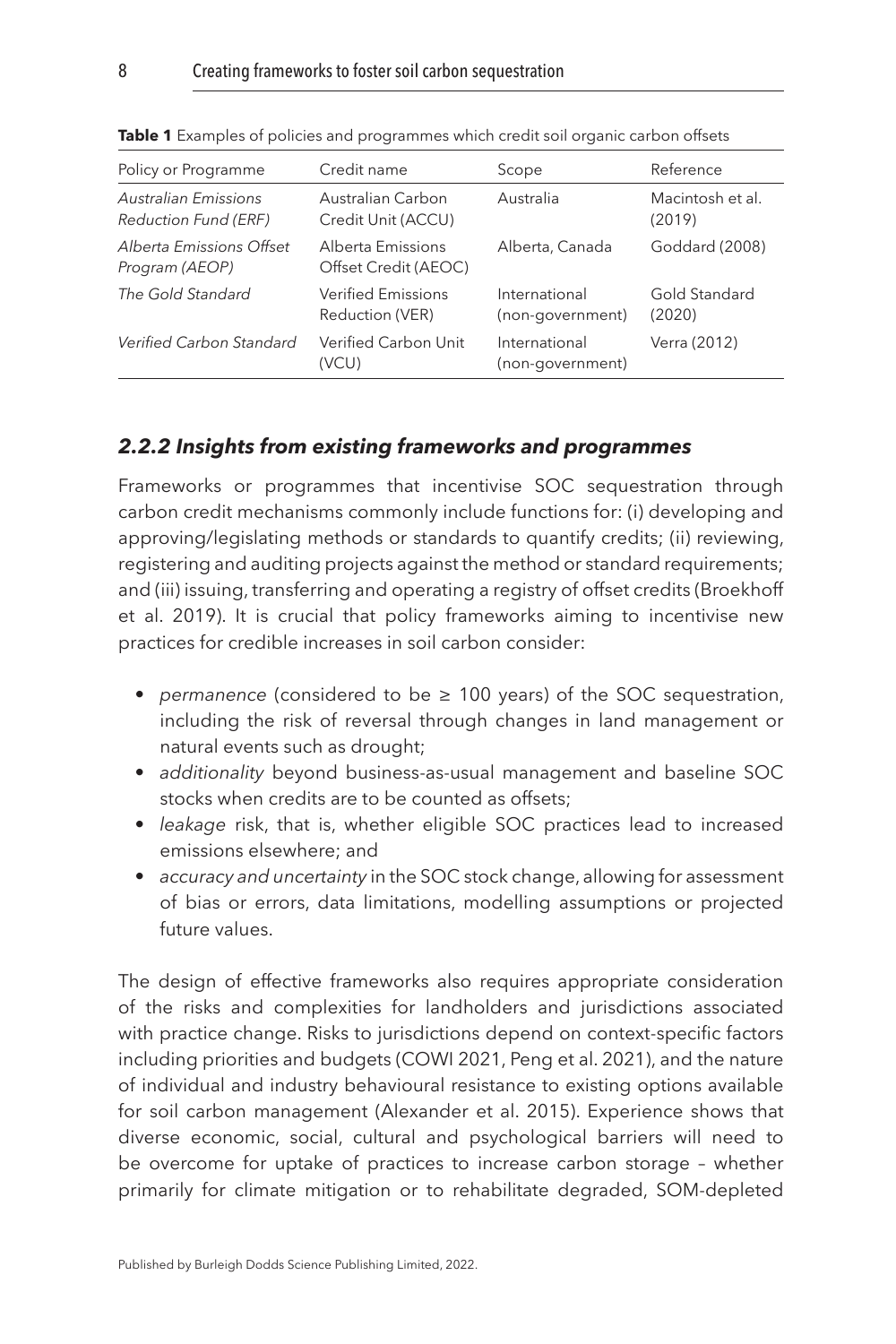**Table 1** Examples of policies and programmes which credit soil organic carbon offsets

| Policy or Programme | Credit name | Scope | Reference |
|---|---|---|---|
| *Australian Emissions Reduction Fund (ERF)* | Australian Carbon Credit Unit (ACCU) | Australia | Macintosh et al. (2019) |
| *Alberta Emissions Offset Program (AEOP)* | Alberta Emissions Offset Credit (AEOC) | Alberta, Canada | Goddard (2008) |
| *The Gold Standard* | Verified Emissions Reduction (VER) | International (non-government) | Gold Standard (2020) |
| *Verified Carbon Standard* | Verified Carbon Unit (VCU) | International (non-government) | Verra (2012) |

### *2.2.2 Insights from existing frameworks and programmes*

Frameworks or programmes that incentivise SOC sequestration through carbon credit mechanisms commonly include functions for: (i) developing and approving/legislating methods or standards to quantify credits; (ii) reviewing, registering and auditing projects against the method or standard requirements; and (iii) issuing, transferring and operating a registry of offset credits (Broekhoff et al. 2019). It is crucial that policy frameworks aiming to incentivise new practices for credible increases in soil carbon consider:

- *permanence* (considered to be ≥ 100 years) of the SOC sequestration, including the risk of reversal through changes in land management or natural events such as drought;
- *additionality* beyond business-as-usual management and baseline SOC stocks when credits are to be counted as offsets;
- *leakage* risk, that is, whether eligible SOC practices lead to increased emissions elsewhere; and
- *accuracy and uncertainty* in the SOC stock change, allowing for assessment of bias or errors, data limitations, modelling assumptions or projected future values.

The design of effective frameworks also requires appropriate consideration of the risks and complexities for landholders and jurisdictions associated with practice change. Risks to jurisdictions depend on context-specific factors including priorities and budgets (COWI 2021, Peng et al. 2021), and the nature of individual and industry behavioural resistance to existing options available for soil carbon management (Alexander et al. 2015). Experience shows that diverse economic, social, cultural and psychological barriers will need to be overcome for uptake of practices to increase carbon storage – whether primarily for climate mitigation or to rehabilitate degraded, SOM-depleted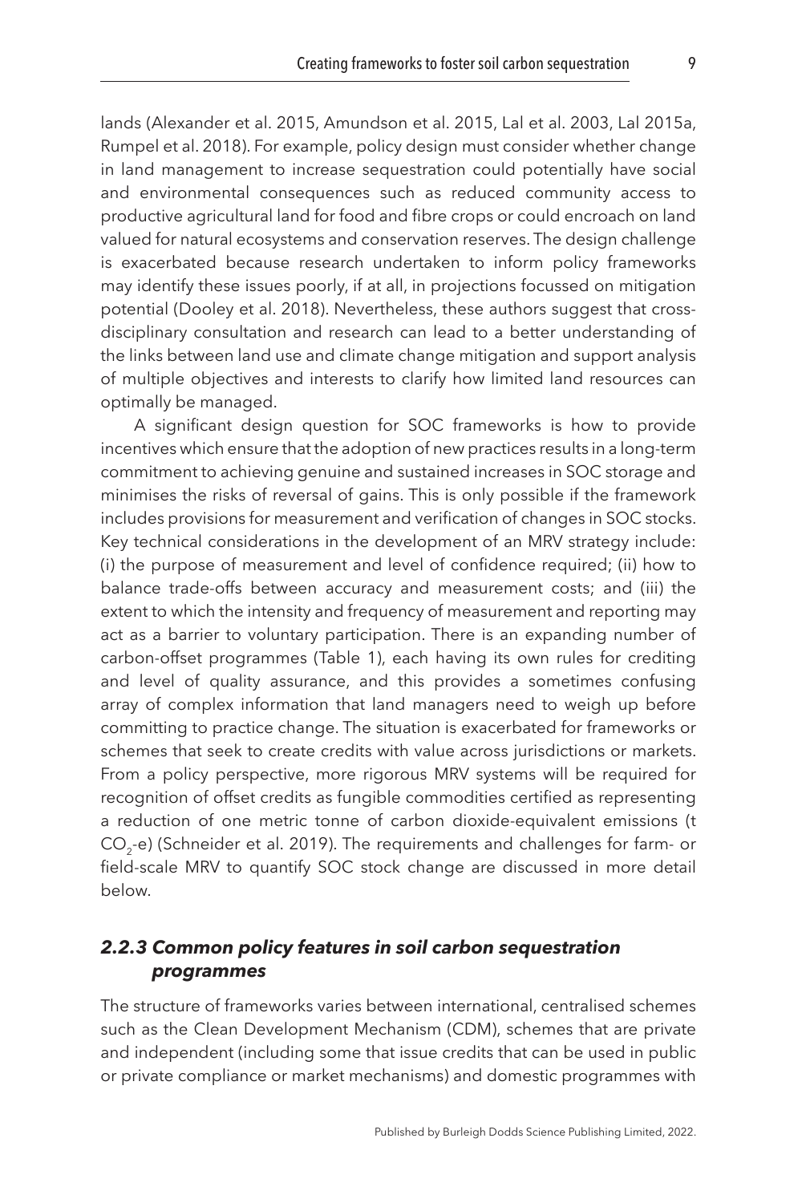lands (Alexander et al. 2015, Amundson et al. 2015, Lal et al. 2003, Lal 2015a, Rumpel et al. 2018). For example, policy design must consider whether change in land management to increase sequestration could potentially have social and environmental consequences such as reduced community access to productive agricultural land for food and fibre crops or could encroach on land valued for natural ecosystems and conservation reserves. The design challenge is exacerbated because research undertaken to inform policy frameworks may identify these issues poorly, if at all, in projections focussed on mitigation potential (Dooley et al. 2018). Nevertheless, these authors suggest that cross-disciplinary consultation and research can lead to a better understanding of the links between land use and climate change mitigation and support analysis of multiple objectives and interests to clarify how limited land resources can optimally be managed.

A significant design question for SOC frameworks is how to provide incentives which ensure that the adoption of new practices results in a long-term commitment to achieving genuine and sustained increases in SOC storage and minimises the risks of reversal of gains. This is only possible if the framework includes provisions for measurement and verification of changes in SOC stocks. Key technical considerations in the development of an MRV strategy include: (i) the purpose of measurement and level of confidence required; (ii) how to balance trade-offs between accuracy and measurement costs; and (iii) the extent to which the intensity and frequency of measurement and reporting may act as a barrier to voluntary participation. There is an expanding number of carbon-offset programmes (Table 1), each having its own rules for crediting and level of quality assurance, and this provides a sometimes confusing array of complex information that land managers need to weigh up before committing to practice change. The situation is exacerbated for frameworks or schemes that seek to create credits with value across jurisdictions or markets. From a policy perspective, more rigorous MRV systems will be required for recognition of offset credits as fungible commodities certified as representing a reduction of one metric tonne of carbon dioxide-equivalent emissions (t $CO_2$-e) (Schneider et al. 2019). The requirements and challenges for farm- or field-scale MRV to quantify SOC stock change are discussed in more detail below.

### *2.2.3 Common policy features in soil carbon sequestration programmes*

The structure of frameworks varies between international, centralised schemes such as the Clean Development Mechanism (CDM), schemes that are private and independent (including some that issue credits that can be used in public or private compliance or market mechanisms) and domestic programmes with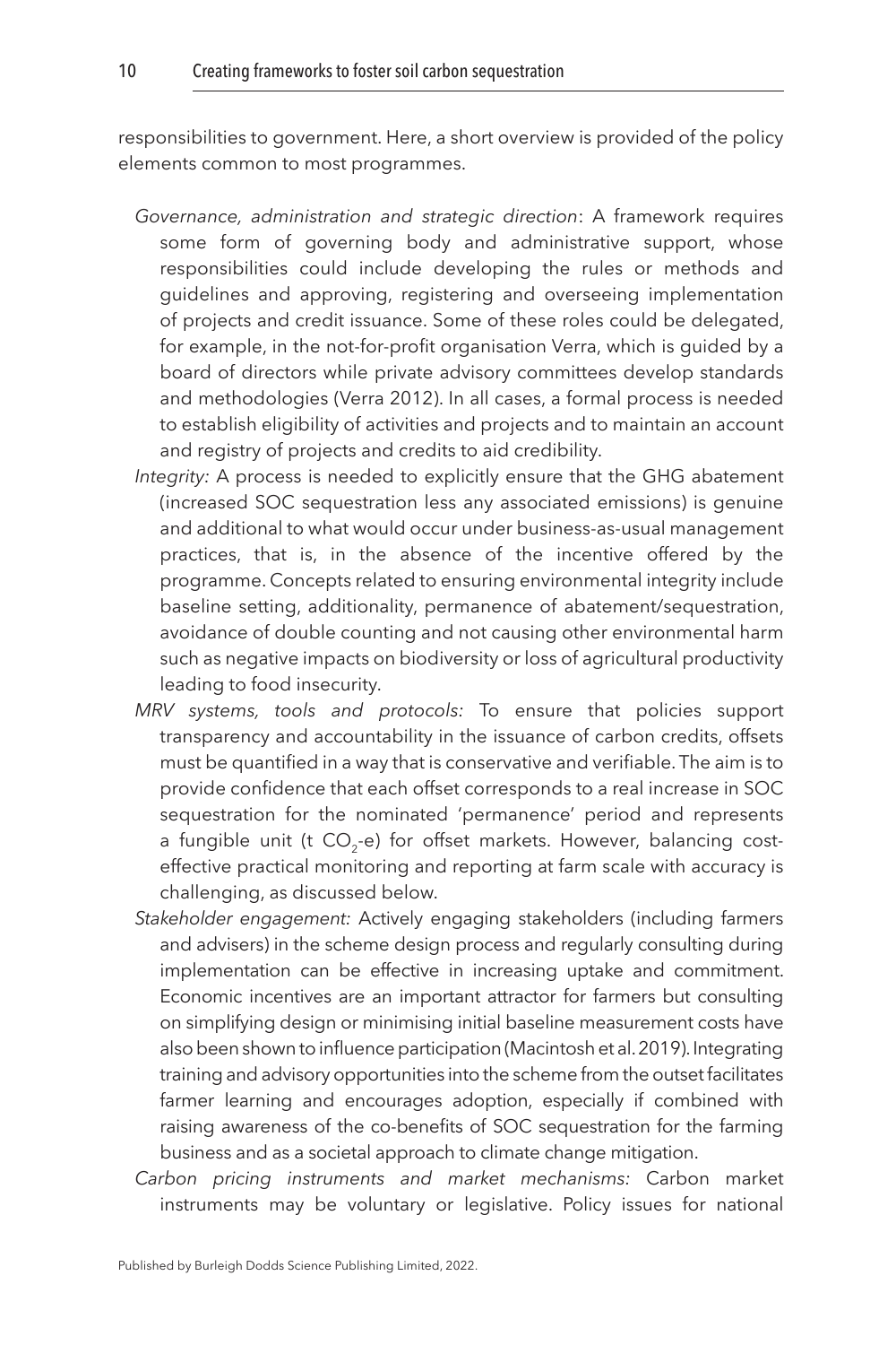responsibilities to government. Here, a short overview is provided of the policy elements common to most programmes.

*Governance, administration and strategic direction*: A framework requires some form of governing body and administrative support, whose responsibilities could include developing the rules or methods and guidelines and approving, registering and overseeing implementation of projects and credit issuance. Some of these roles could be delegated, for example, in the not-for-profit organisation Verra, which is guided by a board of directors while private advisory committees develop standards and methodologies (Verra 2012). In all cases, a formal process is needed to establish eligibility of activities and projects and to maintain an account and registry of projects and credits to aid credibility.

*Integrity:* A process is needed to explicitly ensure that the GHG abatement (increased SOC sequestration less any associated emissions) is genuine and additional to what would occur under business-as-usual management practices, that is, in the absence of the incentive offered by the programme. Concepts related to ensuring environmental integrity include baseline setting, additionality, permanence of abatement/sequestration, avoidance of double counting and not causing other environmental harm such as negative impacts on biodiversity or loss of agricultural productivity leading to food insecurity.

*MRV systems, tools and protocols:* To ensure that policies support transparency and accountability in the issuance of carbon credits, offsets must be quantified in a way that is conservative and verifiable. The aim is to provide confidence that each offset corresponds to a real increase in SOC sequestration for the nominated 'permanence' period and represents a fungible unit (t $CO_2$-e) for offset markets. However, balancing cost-effective practical monitoring and reporting at farm scale with accuracy is challenging, as discussed below.

*Stakeholder engagement:* Actively engaging stakeholders (including farmers and advisers) in the scheme design process and regularly consulting during implementation can be effective in increasing uptake and commitment. Economic incentives are an important attractor for farmers but consulting on simplifying design or minimising initial baseline measurement costs have also been shown to influence participation (Macintosh et al. 2019). Integrating training and advisory opportunities into the scheme from the outset facilitates farmer learning and encourages adoption, especially if combined with raising awareness of the co-benefits of SOC sequestration for the farming business and as a societal approach to climate change mitigation.

*Carbon pricing instruments and market mechanisms:* Carbon market instruments may be voluntary or legislative. Policy issues for national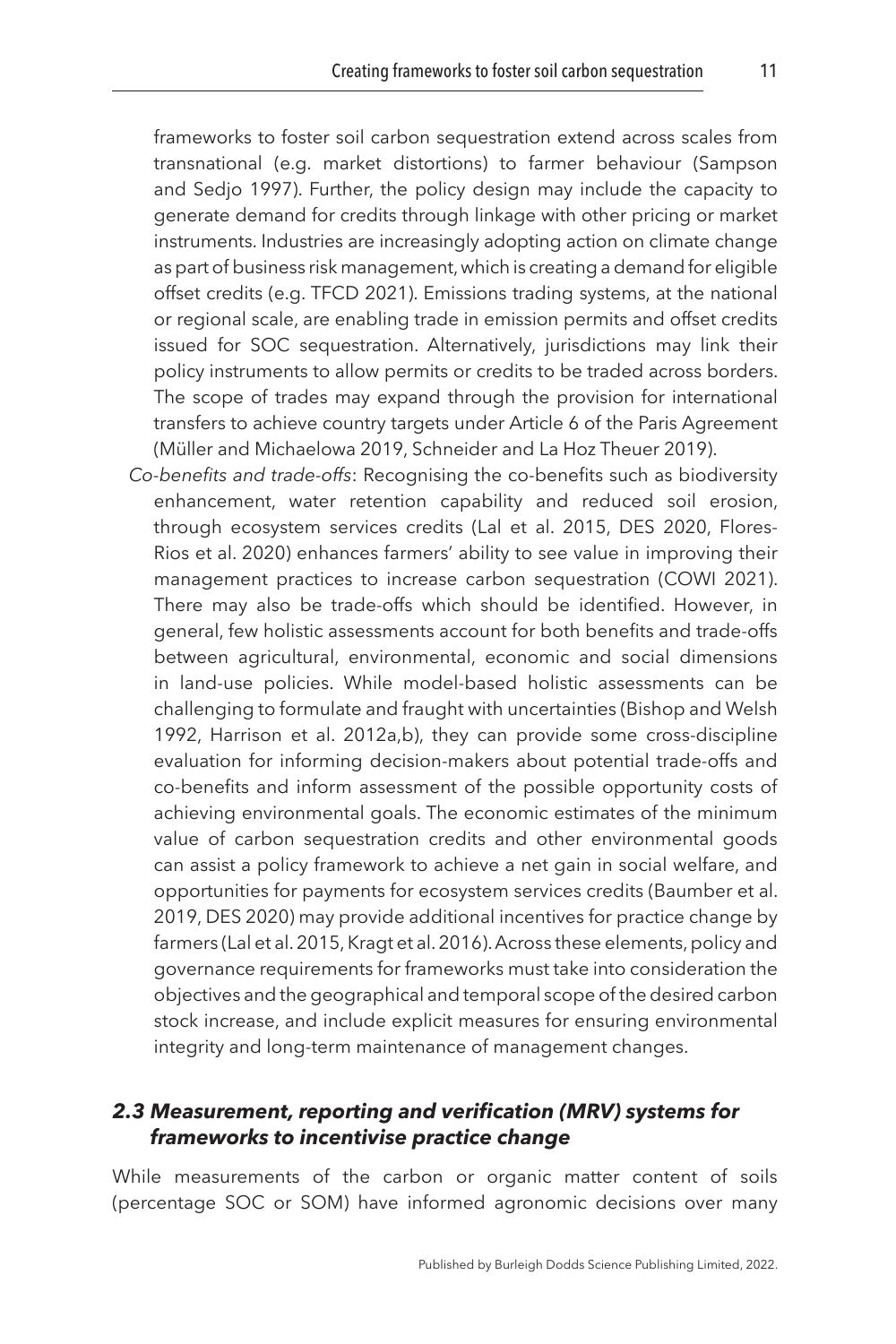frameworks to foster soil carbon sequestration extend across scales from transnational (e.g. market distortions) to farmer behaviour (Sampson and Sedjo 1997). Further, the policy design may include the capacity to generate demand for credits through linkage with other pricing or market instruments. Industries are increasingly adopting action on climate change as part of business risk management, which is creating a demand for eligible offset credits (e.g. TFCD 2021). Emissions trading systems, at the national or regional scale, are enabling trade in emission permits and offset credits issued for SOC sequestration. Alternatively, jurisdictions may link their policy instruments to allow permits or credits to be traded across borders. The scope of trades may expand through the provision for international transfers to achieve country targets under Article 6 of the Paris Agreement (Müller and Michaelowa 2019, Schneider and La Hoz Theuer 2019).

*Co-benefits and trade-offs*: Recognising the co-benefits such as biodiversity enhancement, water retention capability and reduced soil erosion, through ecosystem services credits (Lal et al. 2015, DES 2020, Flores-Rios et al. 2020) enhances farmers' ability to see value in improving their management practices to increase carbon sequestration (COWI 2021). There may also be trade-offs which should be identified. However, in general, few holistic assessments account for both benefits and trade-offs between agricultural, environmental, economic and social dimensions in land-use policies. While model-based holistic assessments can be challenging to formulate and fraught with uncertainties (Bishop and Welsh 1992, Harrison et al. 2012a,b), they can provide some cross-discipline evaluation for informing decision-makers about potential trade-offs and co-benefits and inform assessment of the possible opportunity costs of achieving environmental goals. The economic estimates of the minimum value of carbon sequestration credits and other environmental goods can assist a policy framework to achieve a net gain in social welfare, and opportunities for payments for ecosystem services credits (Baumber et al. 2019, DES 2020) may provide additional incentives for practice change by farmers (Lal et al. 2015, Kragt et al. 2016). Across these elements, policy and governance requirements for frameworks must take into consideration the objectives and the geographical and temporal scope of the desired carbon stock increase, and include explicit measures for ensuring environmental integrity and long-term maintenance of management changes.

### 2.3 Measurement, reporting and verification (MRV) systems for frameworks to incentivise practice change

While measurements of the carbon or organic matter content of soils (percentage SOC or SOM) have informed agronomic decisions over many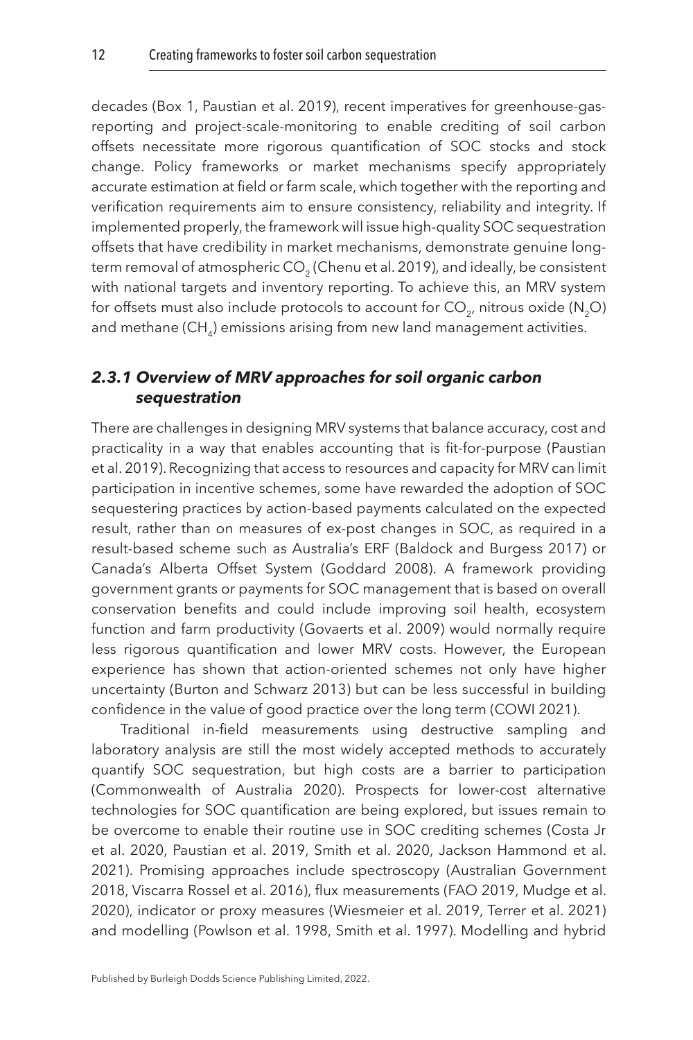decades (Box 1, Paustian et al. 2019), recent imperatives for greenhouse-gas-reporting and project-scale-monitoring to enable crediting of soil carbon offsets necessitate more rigorous quantification of SOC stocks and stock change. Policy frameworks or market mechanisms specify appropriately accurate estimation at field or farm scale, which together with the reporting and verification requirements aim to ensure consistency, reliability and integrity. If implemented properly, the framework will issue high-quality SOC sequestration offsets that have credibility in market mechanisms, demonstrate genuine long-term removal of atmospheric $CO_2$ (Chenu et al. 2019), and ideally, be consistent with national targets and inventory reporting. To achieve this, an MRV system for offsets must also include protocols to account for $CO_2$, nitrous oxide ($N_2O$) and methane ($CH_4$) emissions arising from new land management activities.

### *2.3.1 Overview of MRV approaches for soil organic carbon sequestration*

There are challenges in designing MRV systems that balance accuracy, cost and practicality in a way that enables accounting that is fit-for-purpose (Paustian et al. 2019). Recognizing that access to resources and capacity for MRV can limit participation in incentive schemes, some have rewarded the adoption of SOC sequestering practices by action-based payments calculated on the expected result, rather than on measures of ex-post changes in SOC, as required in a result-based scheme such as Australia's ERF (Baldock and Burgess 2017) or Canada's Alberta Offset System (Goddard 2008). A framework providing government grants or payments for SOC management that is based on overall conservation benefits and could include improving soil health, ecosystem function and farm productivity (Govaerts et al. 2009) would normally require less rigorous quantification and lower MRV costs. However, the European experience has shown that action-oriented schemes not only have higher uncertainty (Burton and Schwarz 2013) but can be less successful in building confidence in the value of good practice over the long term (COWI 2021).

Traditional in-field measurements using destructive sampling and laboratory analysis are still the most widely accepted methods to accurately quantify SOC sequestration, but high costs are a barrier to participation (Commonwealth of Australia 2020). Prospects for lower-cost alternative technologies for SOC quantification are being explored, but issues remain to be overcome to enable their routine use in SOC crediting schemes (Costa Jr et al. 2020, Paustian et al. 2019, Smith et al. 2020, Jackson Hammond et al. 2021). Promising approaches include spectroscopy (Australian Government 2018, Viscarra Rossel et al. 2016), flux measurements (FAO 2019, Mudge et al. 2020), indicator or proxy measures (Wiesmeier et al. 2019, Terrer et al. 2021) and modelling (Powlson et al. 1998, Smith et al. 1997). Modelling and hybrid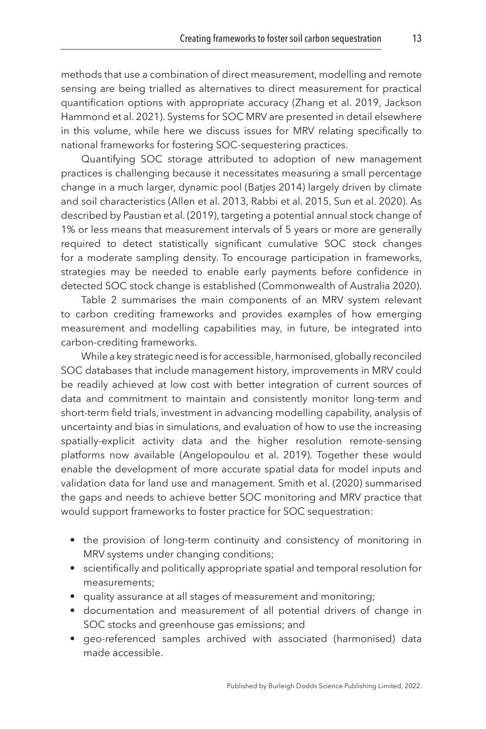methods that use a combination of direct measurement, modelling and remote sensing are being trialled as alternatives to direct measurement for practical quantification options with appropriate accuracy (Zhang et al. 2019, Jackson Hammond et al. 2021). Systems for SOC MRV are presented in detail elsewhere in this volume, while here we discuss issues for MRV relating specifically to national frameworks for fostering SOC-sequestering practices.

Quantifying SOC storage attributed to adoption of new management practices is challenging because it necessitates measuring a small percentage change in a much larger, dynamic pool (Batjes 2014) largely driven by climate and soil characteristics (Allen et al. 2013, Rabbi et al. 2015, Sun et al. 2020). As described by Paustian et al. (2019), targeting a potential annual stock change of 1% or less means that measurement intervals of 5 years or more are generally required to detect statistically significant cumulative SOC stock changes for a moderate sampling density. To encourage participation in frameworks, strategies may be needed to enable early payments before confidence in detected SOC stock change is established (Commonwealth of Australia 2020).

Table 2 summarises the main components of an MRV system relevant to carbon crediting frameworks and provides examples of how emerging measurement and modelling capabilities may, in future, be integrated into carbon-crediting frameworks.

While a key strategic need is for accessible, harmonised, globally reconciled SOC databases that include management history, improvements in MRV could be readily achieved at low cost with better integration of current sources of data and commitment to maintain and consistently monitor long-term and short-term field trials, investment in advancing modelling capability, analysis of uncertainty and bias in simulations, and evaluation of how to use the increasing spatially-explicit activity data and the higher resolution remote-sensing platforms now available (Angelopoulou et al. 2019). Together these would enable the development of more accurate spatial data for model inputs and validation data for land use and management. Smith et al. (2020) summarised the gaps and needs to achieve better SOC monitoring and MRV practice that would support frameworks to foster practice for SOC sequestration:

- the provision of long-term continuity and consistency of monitoring in MRV systems under changing conditions;
- scientifically and politically appropriate spatial and temporal resolution for measurements;
- quality assurance at all stages of measurement and monitoring;
- documentation and measurement of all potential drivers of change in SOC stocks and greenhouse gas emissions; and
- geo-referenced samples archived with associated (harmonised) data made accessible.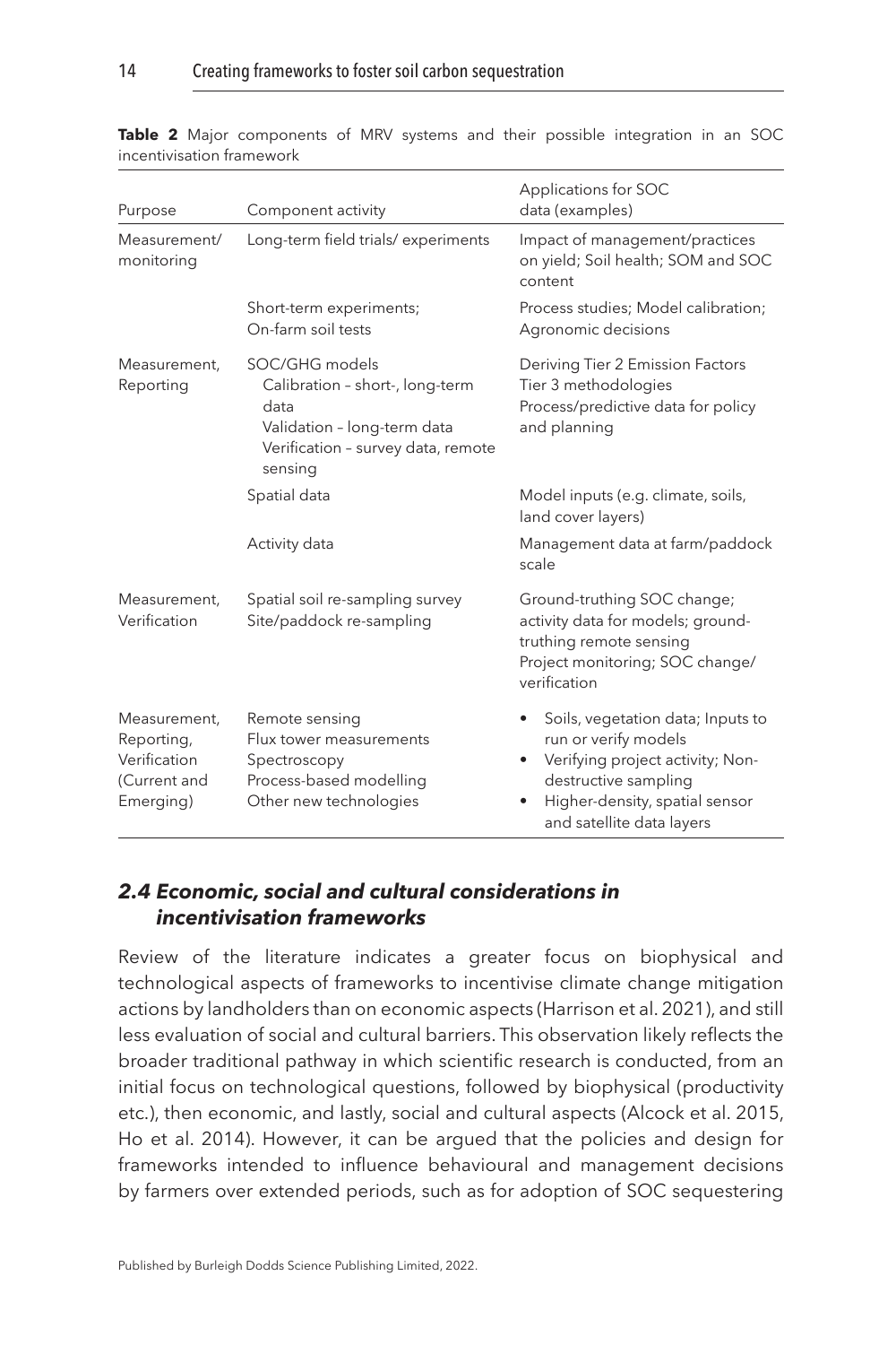**Table 2** Major components of MRV systems and their possible integration in an SOC incentivisation framework

| Purpose | Component activity | Applications for SOC data (examples) |
|---|---|---|
| Measurement/ monitoring | Long-term field trials/ experiments | Impact of management/practices on yield; Soil health; SOM and SOC content |
| | Short-term experiments; On-farm soil tests | Process studies; Model calibration; Agronomic decisions |
| Measurement, Reporting | SOC/GHG models<br>Calibration – short-, long-term data<br>Validation – long-term data<br>Verification – survey data, remote sensing | Deriving Tier 2 Emission Factors<br>Tier 3 methodologies<br>Process/predictive data for policy and planning |
| | Spatial data | Model inputs (e.g. climate, soils, land cover layers) |
| | Activity data | Management data at farm/paddock scale |
| Measurement, Verification | Spatial soil re-sampling survey<br>Site/paddock re-sampling | Ground-truthing SOC change; activity data for models; ground-truthing remote sensing<br>Project monitoring; SOC change/ verification |
| Measurement, Reporting, Verification (Current and Emerging) | Remote sensing<br>Flux tower measurements<br>Spectroscopy<br>Process-based modelling<br>Other new technologies | • Soils, vegetation data; Inputs to run or verify models<br>• Verifying project activity; Non-destructive sampling<br>• Higher-density, spatial sensor and satellite data layers |

### *2.4 Economic, social and cultural considerations in incentivisation frameworks*

Review of the literature indicates a greater focus on biophysical and technological aspects of frameworks to incentivise climate change mitigation actions by landholders than on economic aspects (Harrison et al. 2021), and still less evaluation of social and cultural barriers. This observation likely reflects the broader traditional pathway in which scientific research is conducted, from an initial focus on technological questions, followed by biophysical (productivity etc.), then economic, and lastly, social and cultural aspects (Alcock et al. 2015, Ho et al. 2014). However, it can be argued that the policies and design for frameworks intended to influence behavioural and management decisions by farmers over extended periods, such as for adoption of SOC sequestering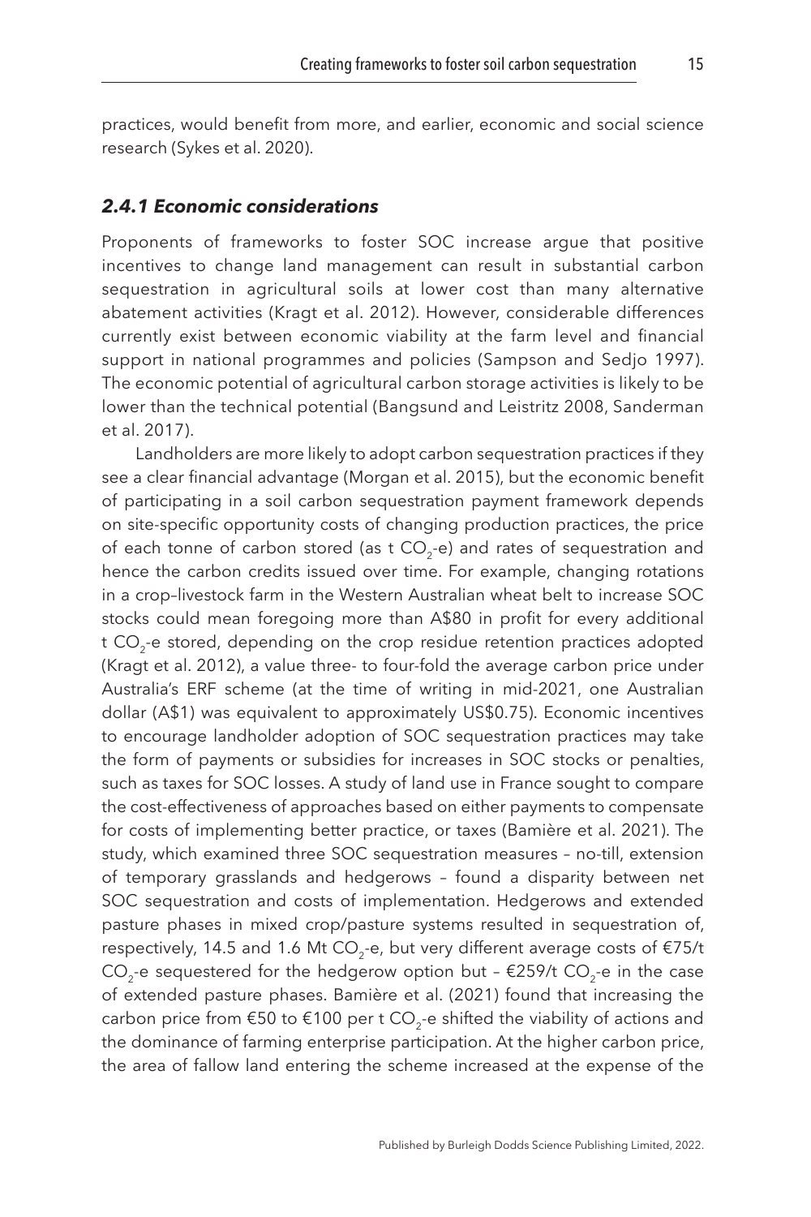practices, would benefit from more, and earlier, economic and social science research (Sykes et al. 2020).

### *2.4.1 Economic considerations*

Proponents of frameworks to foster SOC increase argue that positive incentives to change land management can result in substantial carbon sequestration in agricultural soils at lower cost than many alternative abatement activities (Kragt et al. 2012). However, considerable differences currently exist between economic viability at the farm level and financial support in national programmes and policies (Sampson and Sedjo 1997). The economic potential of agricultural carbon storage activities is likely to be lower than the technical potential (Bangsund and Leistritz 2008, Sanderman et al. 2017).

Landholders are more likely to adopt carbon sequestration practices if they see a clear financial advantage (Morgan et al. 2015), but the economic benefit of participating in a soil carbon sequestration payment framework depends on site-specific opportunity costs of changing production practices, the price of each tonne of carbon stored (as t $CO_2$-e) and rates of sequestration and hence the carbon credits issued over time. For example, changing rotations in a crop–livestock farm in the Western Australian wheat belt to increase SOC stocks could mean foregoing more than A$80 in profit for every additional t $CO_2$-e stored, depending on the crop residue retention practices adopted (Kragt et al. 2012), a value three- to four-fold the average carbon price under Australia's ERF scheme (at the time of writing in mid-2021, one Australian dollar (A$1) was equivalent to approximately US$0.75). Economic incentives to encourage landholder adoption of SOC sequestration practices may take the form of payments or subsidies for increases in SOC stocks or penalties, such as taxes for SOC losses. A study of land use in France sought to compare the cost-effectiveness of approaches based on either payments to compensate for costs of implementing better practice, or taxes (Bamière et al. 2021). The study, which examined three SOC sequestration measures – no-till, extension of temporary grasslands and hedgerows – found a disparity between net SOC sequestration and costs of implementation. Hedgerows and extended pasture phases in mixed crop/pasture systems resulted in sequestration of, respectively, 14.5 and 1.6 Mt $CO_2$-e, but very different average costs of €75/t $CO_2$-e sequestered for the hedgerow option but – €259/t $CO_2$-e in the case of extended pasture phases. Bamière et al. (2021) found that increasing the carbon price from €50 to €100 per t $CO_2$-e shifted the viability of actions and the dominance of farming enterprise participation. At the higher carbon price, the area of fallow land entering the scheme increased at the expense of the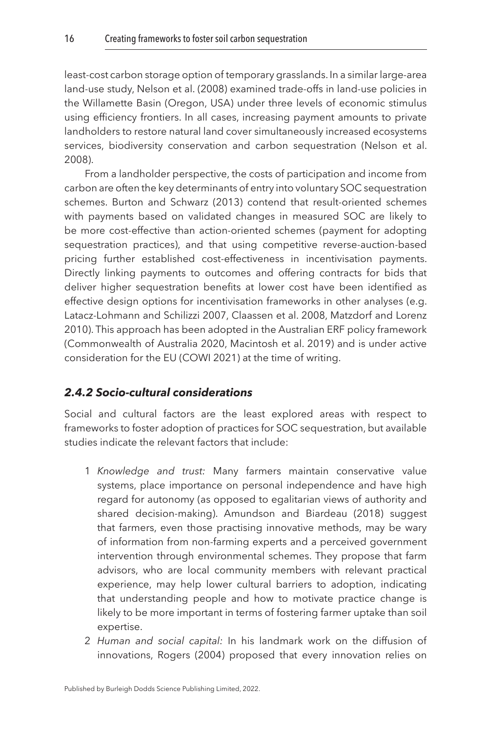least-cost carbon storage option of temporary grasslands. In a similar large-area land-use study, Nelson et al. (2008) examined trade-offs in land-use policies in the Willamette Basin (Oregon, USA) under three levels of economic stimulus using efficiency frontiers. In all cases, increasing payment amounts to private landholders to restore natural land cover simultaneously increased ecosystems services, biodiversity conservation and carbon sequestration (Nelson et al. 2008).

From a landholder perspective, the costs of participation and income from carbon are often the key determinants of entry into voluntary SOC sequestration schemes. Burton and Schwarz (2013) contend that result-oriented schemes with payments based on validated changes in measured SOC are likely to be more cost-effective than action-oriented schemes (payment for adopting sequestration practices), and that using competitive reverse-auction-based pricing further established cost-effectiveness in incentivisation payments. Directly linking payments to outcomes and offering contracts for bids that deliver higher sequestration benefits at lower cost have been identified as effective design options for incentivisation frameworks in other analyses (e.g. Latacz-Lohmann and Schilizzi 2007, Claassen et al. 2008, Matzdorf and Lorenz 2010). This approach has been adopted in the Australian ERF policy framework (Commonwealth of Australia 2020, Macintosh et al. 2019) and is under active consideration for the EU (COWI 2021) at the time of writing.

### *2.4.2 Socio-cultural considerations*

Social and cultural factors are the least explored areas with respect to frameworks to foster adoption of practices for SOC sequestration, but available studies indicate the relevant factors that include:

1. *Knowledge and trust:* Many farmers maintain conservative value systems, place importance on personal independence and have high regard for autonomy (as opposed to egalitarian views of authority and shared decision-making). Amundson and Biardeau (2018) suggest that farmers, even those practising innovative methods, may be wary of information from non-farming experts and a perceived government intervention through environmental schemes. They propose that farm advisors, who are local community members with relevant practical experience, may help lower cultural barriers to adoption, indicating that understanding people and how to motivate practice change is likely to be more important in terms of fostering farmer uptake than soil expertise.
2. *Human and social capital:* In his landmark work on the diffusion of innovations, Rogers (2004) proposed that every innovation relies on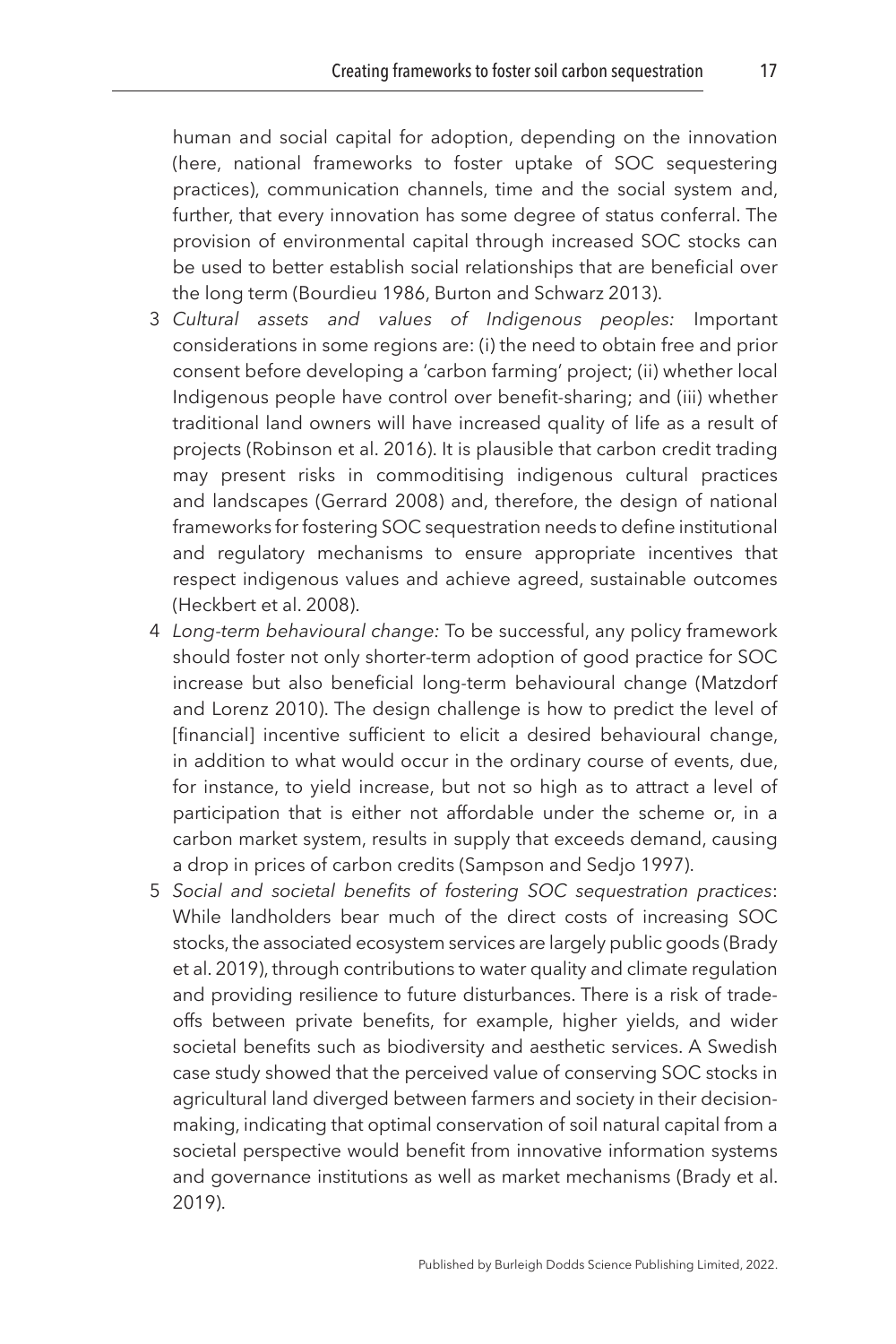human and social capital for adoption, depending on the innovation (here, national frameworks to foster uptake of SOC sequestering practices), communication channels, time and the social system and, further, that every innovation has some degree of status conferral. The provision of environmental capital through increased SOC stocks can be used to better establish social relationships that are beneficial over the long term (Bourdieu 1986, Burton and Schwarz 2013).

3 *Cultural assets and values of Indigenous peoples:* Important considerations in some regions are: (i) the need to obtain free and prior consent before developing a 'carbon farming' project; (ii) whether local Indigenous people have control over benefit-sharing; and (iii) whether traditional land owners will have increased quality of life as a result of projects (Robinson et al. 2016). It is plausible that carbon credit trading may present risks in commoditising indigenous cultural practices and landscapes (Gerrard 2008) and, therefore, the design of national frameworks for fostering SOC sequestration needs to define institutional and regulatory mechanisms to ensure appropriate incentives that respect indigenous values and achieve agreed, sustainable outcomes (Heckbert et al. 2008).

4 *Long-term behavioural change:* To be successful, any policy framework should foster not only shorter-term adoption of good practice for SOC increase but also beneficial long-term behavioural change (Matzdorf and Lorenz 2010). The design challenge is how to predict the level of [financial] incentive sufficient to elicit a desired behavioural change, in addition to what would occur in the ordinary course of events, due, for instance, to yield increase, but not so high as to attract a level of participation that is either not affordable under the scheme or, in a carbon market system, results in supply that exceeds demand, causing a drop in prices of carbon credits (Sampson and Sedjo 1997).

5 *Social and societal benefits of fostering SOC sequestration practices*: While landholders bear much of the direct costs of increasing SOC stocks, the associated ecosystem services are largely public goods (Brady et al. 2019), through contributions to water quality and climate regulation and providing resilience to future disturbances. There is a risk of trade-offs between private benefits, for example, higher yields, and wider societal benefits such as biodiversity and aesthetic services. A Swedish case study showed that the perceived value of conserving SOC stocks in agricultural land diverged between farmers and society in their decision-making, indicating that optimal conservation of soil natural capital from a societal perspective would benefit from innovative information systems and governance institutions as well as market mechanisms (Brady et al. 2019).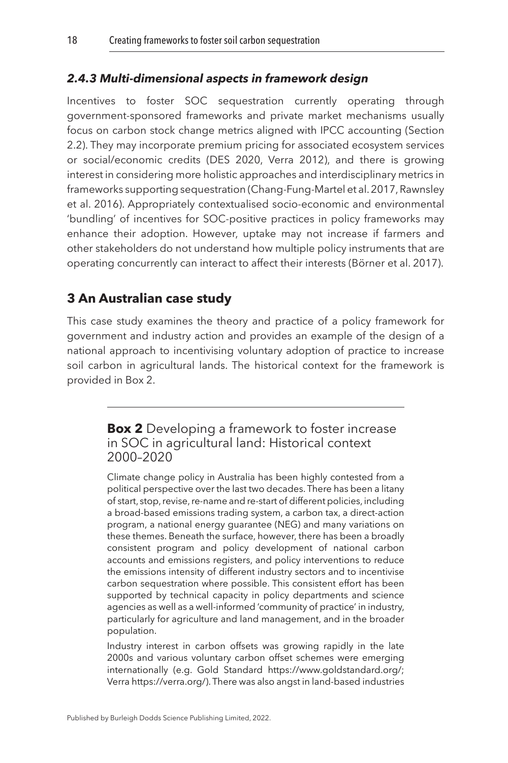### *2.4.3 Multi-dimensional aspects in framework design*

Incentives to foster SOC sequestration currently operating through government-sponsored frameworks and private market mechanisms usually focus on carbon stock change metrics aligned with IPCC accounting (Section 2.2). They may incorporate premium pricing for associated ecosystem services or social/economic credits (DES 2020, Verra 2012), and there is growing interest in considering more holistic approaches and interdisciplinary metrics in frameworks supporting sequestration (Chang-Fung-Martel et al. 2017, Rawnsley et al. 2016). Appropriately contextualised socio-economic and environmental 'bundling' of incentives for SOC-positive practices in policy frameworks may enhance their adoption. However, uptake may not increase if farmers and other stakeholders do not understand how multiple policy instruments that are operating concurrently can interact to affect their interests (Börner et al. 2017).

## 3 An Australian case study

This case study examines the theory and practice of a policy framework for government and industry action and provides an example of the design of a national approach to incentivising voluntary adoption of practice to increase soil carbon in agricultural lands. The historical context for the framework is provided in Box 2.

---

**Box 2** Developing a framework to foster increase in SOC in agricultural land: Historical context 2000–2020

Climate change policy in Australia has been highly contested from a political perspective over the last two decades. There has been a litany of start, stop, revise, re-name and re-start of different policies, including a broad-based emissions trading system, a carbon tax, a direct-action program, a national energy guarantee (NEG) and many variations on these themes. Beneath the surface, however, there has been a broadly consistent program and policy development of national carbon accounts and emissions registers, and policy interventions to reduce the emissions intensity of different industry sectors and to incentivise carbon sequestration where possible. This consistent effort has been supported by technical capacity in policy departments and science agencies as well as a well-informed 'community of practice' in industry, particularly for agriculture and land management, and in the broader population.

Industry interest in carbon offsets was growing rapidly in the late 2000s and various voluntary carbon offset schemes were emerging internationally (e.g. Gold Standard https://www.goldstandard.org/; Verra https://verra.org/). There was also angst in land-based industries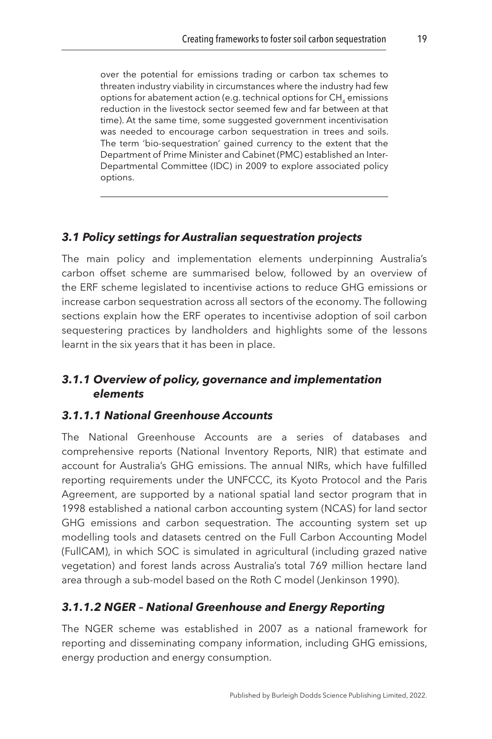over the potential for emissions trading or carbon tax schemes to threaten industry viability in circumstances where the industry had few options for abatement action (e.g. technical options for $CH_4$ emissions reduction in the livestock sector seemed few and far between at that time). At the same time, some suggested government incentivisation was needed to encourage carbon sequestration in trees and soils. The term 'bio-sequestration' gained currency to the extent that the Department of Prime Minister and Cabinet (PMC) established an Inter-Departmental Committee (IDC) in 2009 to explore associated policy options.

---

### *3.1 Policy settings for Australian sequestration projects*

The main policy and implementation elements underpinning Australia's carbon offset scheme are summarised below, followed by an overview of the ERF scheme legislated to incentivise actions to reduce GHG emissions or increase carbon sequestration across all sectors of the economy. The following sections explain how the ERF operates to incentivise adoption of soil carbon sequestering practices by landholders and highlights some of the lessons learnt in the six years that it has been in place.

### *3.1.1 Overview of policy, governance and implementation elements*

#### *3.1.1.1 National Greenhouse Accounts*

The National Greenhouse Accounts are a series of databases and comprehensive reports (National Inventory Reports, NIR) that estimate and account for Australia's GHG emissions. The annual NIRs, which have fulfilled reporting requirements under the UNFCCC, its Kyoto Protocol and the Paris Agreement, are supported by a national spatial land sector program that in 1998 established a national carbon accounting system (NCAS) for land sector GHG emissions and carbon sequestration. The accounting system set up modelling tools and datasets centred on the Full Carbon Accounting Model (FullCAM), in which SOC is simulated in agricultural (including grazed native vegetation) and forest lands across Australia's total 769 million hectare land area through a sub-model based on the Roth C model (Jenkinson 1990).

#### *3.1.1.2 NGER – National Greenhouse and Energy Reporting*

The NGER scheme was established in 2007 as a national framework for reporting and disseminating company information, including GHG emissions, energy production and energy consumption.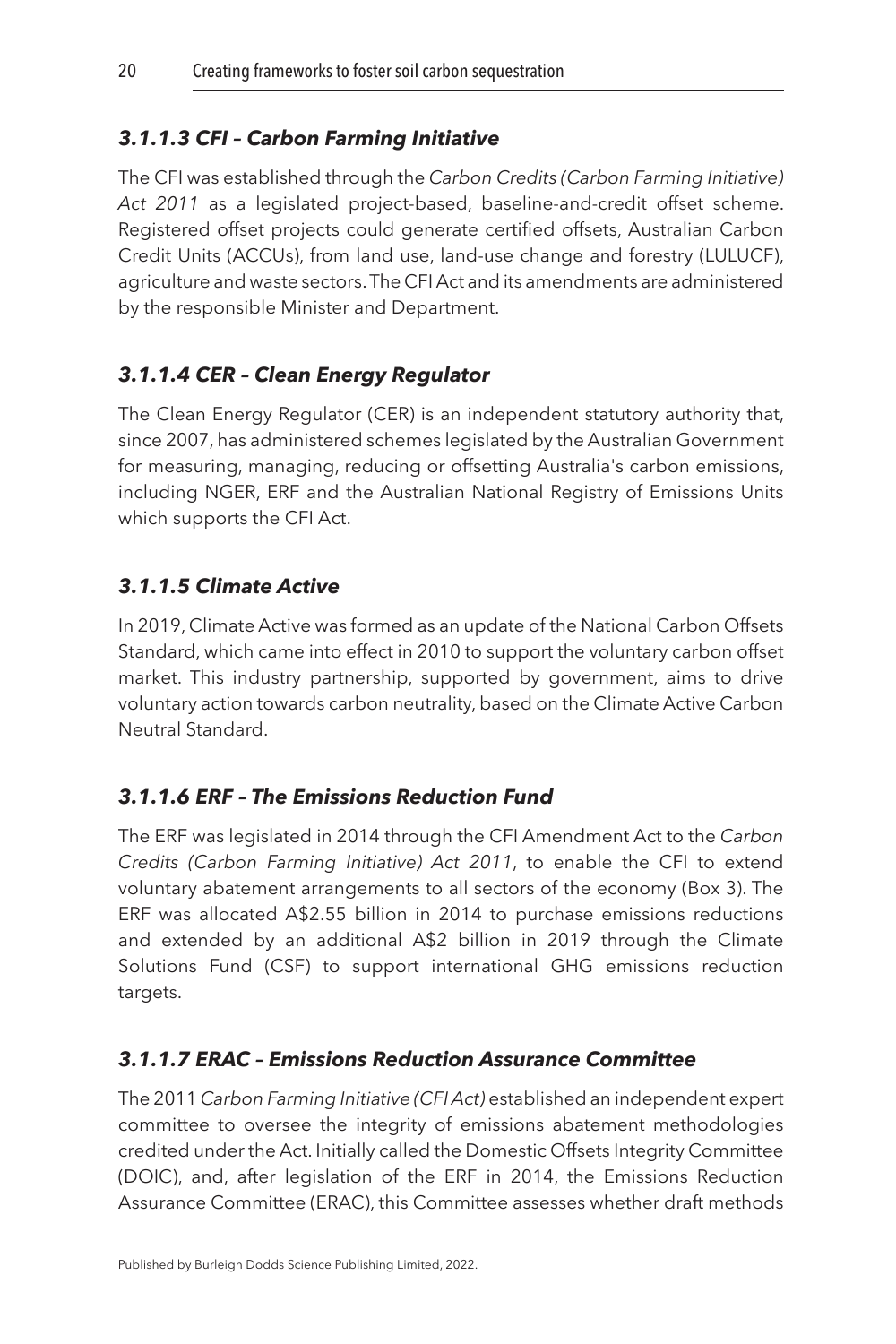### *3.1.1.3 CFI – Carbon Farming Initiative*

The CFI was established through the *Carbon Credits (Carbon Farming Initiative) Act 2011* as a legislated project-based, baseline-and-credit offset scheme. Registered offset projects could generate certified offsets, Australian Carbon Credit Units (ACCUs), from land use, land-use change and forestry (LULUCF), agriculture and waste sectors. The CFI Act and its amendments are administered by the responsible Minister and Department.

### *3.1.1.4 CER – Clean Energy Regulator*

The Clean Energy Regulator (CER) is an independent statutory authority that, since 2007, has administered schemes legislated by the Australian Government for measuring, managing, reducing or offsetting Australia's carbon emissions, including NGER, ERF and the Australian National Registry of Emissions Units which supports the CFI Act.

### *3.1.1.5 Climate Active*

In 2019, Climate Active was formed as an update of the National Carbon Offsets Standard, which came into effect in 2010 to support the voluntary carbon offset market. This industry partnership, supported by government, aims to drive voluntary action towards carbon neutrality, based on the Climate Active Carbon Neutral Standard.

### *3.1.1.6 ERF – The Emissions Reduction Fund*

The ERF was legislated in 2014 through the CFI Amendment Act to the *Carbon Credits (Carbon Farming Initiative) Act 2011*, to enable the CFI to extend voluntary abatement arrangements to all sectors of the economy (Box 3). The ERF was allocated A$2.55 billion in 2014 to purchase emissions reductions and extended by an additional A$2 billion in 2019 through the Climate Solutions Fund (CSF) to support international GHG emissions reduction targets.

### *3.1.1.7 ERAC – Emissions Reduction Assurance Committee*

The 2011 *Carbon Farming Initiative (CFI Act)* established an independent expert committee to oversee the integrity of emissions abatement methodologies credited under the Act. Initially called the Domestic Offsets Integrity Committee (DOIC), and, after legislation of the ERF in 2014, the Emissions Reduction Assurance Committee (ERAC), this Committee assesses whether draft methods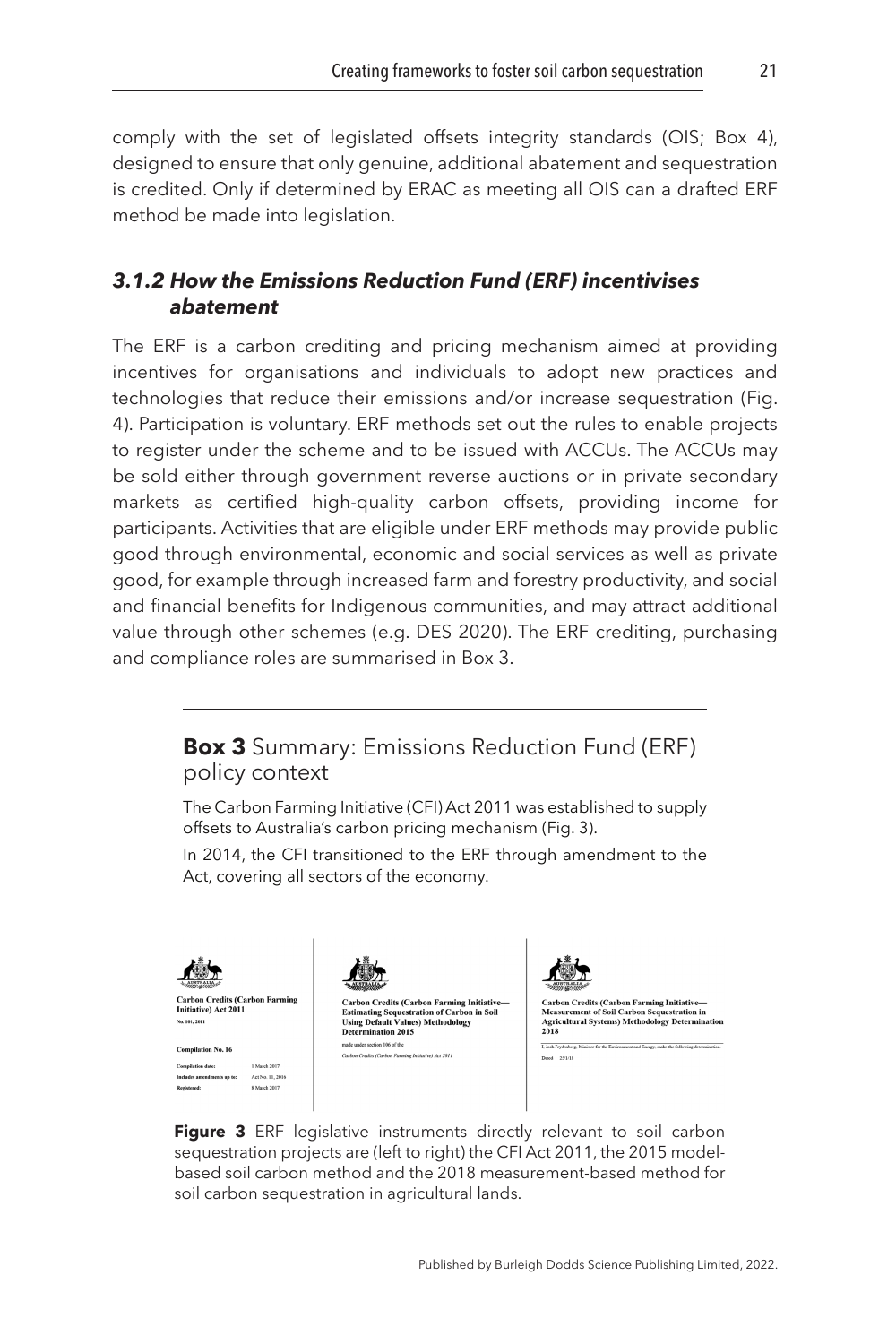comply with the set of legislated offsets integrity standards (OIS; Box 4), designed to ensure that only genuine, additional abatement and sequestration is credited. Only if determined by ERAC as meeting all OIS can a drafted ERF method be made into legislation.

### *3.1.2 How the Emissions Reduction Fund (ERF) incentivises abatement*

The ERF is a carbon crediting and pricing mechanism aimed at providing incentives for organisations and individuals to adopt new practices and technologies that reduce their emissions and/or increase sequestration (Fig. 4). Participation is voluntary. ERF methods set out the rules to enable projects to register under the scheme and to be issued with ACCUs. The ACCUs may be sold either through government reverse auctions or in private secondary markets as certified high-quality carbon offsets, providing income for participants. Activities that are eligible under ERF methods may provide public good through environmental, economic and social services as well as private good, for example through increased farm and forestry productivity, and social and financial benefits for Indigenous communities, and may attract additional value through other schemes (e.g. DES 2020). The ERF crediting, purchasing and compliance roles are summarised in Box 3.

---

**Box 3** Summary: Emissions Reduction Fund (ERF) policy context

The Carbon Farming Initiative (CFI) Act 2011 was established to supply offsets to Australia's carbon pricing mechanism (Fig. 3).

In 2014, the CFI transitioned to the ERF through amendment to the Act, covering all sectors of the economy.

**Carbon Credits (Carbon Farming Initiative) Act 2011**
No. 101, 2011

**Compilation No. 16**

Compilation date: 1 March 2017
Includes amendments up to: Act No. 11, 2016
Registered: 8 March 2017

**Carbon Credits (Carbon Farming Initiative—Estimating Sequestration of Carbon in Soil Using Default Values) Methodology Determination 2015**

made under section 106 of the
*Carbon Credits (Carbon Farming Initiative) Act 2011*

**Carbon Credits (Carbon Farming Initiative—Measurement of Soil Carbon Sequestration in Agricultural Systems) Methodology Determination 2018**

I, Josh Frydenberg, Minister for the Environment and Energy, make the following determination.

Dated 25/1/18

**Figure 3** ERF legislative instruments directly relevant to soil carbon sequestration projects are (left to right) the CFI Act 2011, the 2015 model-based soil carbon method and the 2018 measurement-based method for soil carbon sequestration in agricultural lands.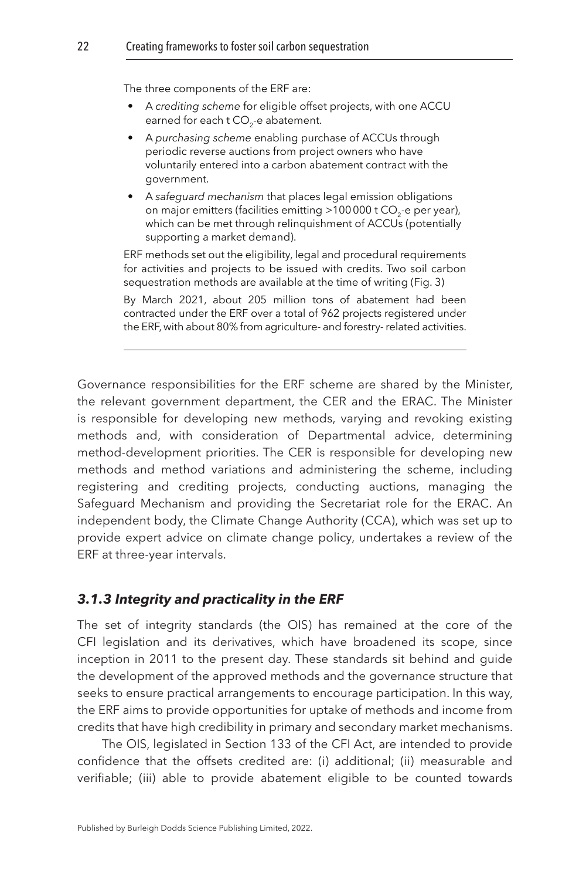The three components of the ERF are:

- A *crediting scheme* for eligible offset projects, with one ACCU earned for each t $CO_2$-e abatement.
- A *purchasing scheme* enabling purchase of ACCUs through periodic reverse auctions from project owners who have voluntarily entered into a carbon abatement contract with the government.
- A *safeguard mechanism* that places legal emission obligations on major emitters (facilities emitting >100 000 t $CO_2$-e per year), which can be met through relinquishment of ACCUs (potentially supporting a market demand).

ERF methods set out the eligibility, legal and procedural requirements for activities and projects to be issued with credits. Two soil carbon sequestration methods are available at the time of writing (Fig. 3)

By March 2021, about 205 million tons of abatement had been contracted under the ERF over a total of 962 projects registered under the ERF, with about 80% from agriculture- and forestry- related activities.

Governance responsibilities for the ERF scheme are shared by the Minister, the relevant government department, the CER and the ERAC. The Minister is responsible for developing new methods, varying and revoking existing methods and, with consideration of Departmental advice, determining method-development priorities. The CER is responsible for developing new methods and method variations and administering the scheme, including registering and crediting projects, conducting auctions, managing the Safeguard Mechanism and providing the Secretariat role for the ERAC. An independent body, the Climate Change Authority (CCA), which was set up to provide expert advice on climate change policy, undertakes a review of the ERF at three-year intervals.

### *3.1.3 Integrity and practicality in the ERF*

The set of integrity standards (the OIS) has remained at the core of the CFI legislation and its derivatives, which have broadened its scope, since inception in 2011 to the present day. These standards sit behind and guide the development of the approved methods and the governance structure that seeks to ensure practical arrangements to encourage participation. In this way, the ERF aims to provide opportunities for uptake of methods and income from credits that have high credibility in primary and secondary market mechanisms.

The OIS, legislated in Section 133 of the CFI Act, are intended to provide confidence that the offsets credited are: (i) additional; (ii) measurable and verifiable; (iii) able to provide abatement eligible to be counted towards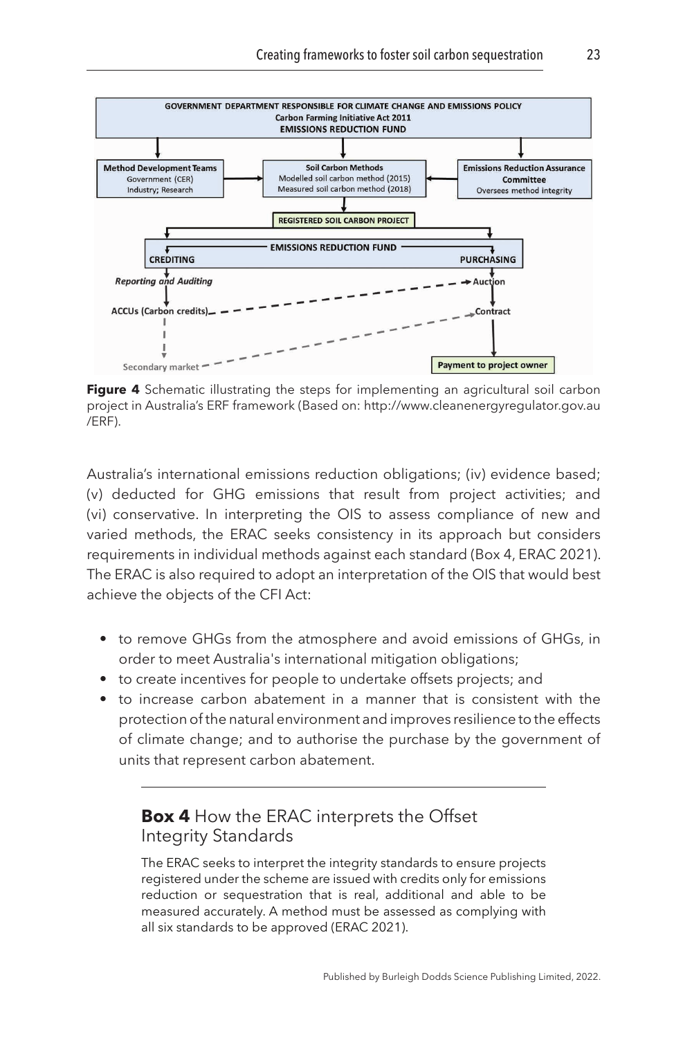**Figure 4** Schematic illustrating the steps for implementing an agricultural soil carbon project in Australia's ERF framework (Based on: http://www.cleanenergyregulator.gov.au/ERF).

Australia's international emissions reduction obligations; (iv) evidence based; (v) deducted for GHG emissions that result from project activities; and (vi) conservative. In interpreting the OIS to assess compliance of new and varied methods, the ERAC seeks consistency in its approach but considers requirements in individual methods against each standard (Box 4, ERAC 2021). The ERAC is also required to adopt an interpretation of the OIS that would best achieve the objects of the CFI Act:

- to remove GHGs from the atmosphere and avoid emissions of GHGs, in order to meet Australia's international mitigation obligations;
- to create incentives for people to undertake offsets projects; and
- to increase carbon abatement in a manner that is consistent with the protection of the natural environment and improves resilience to the effects of climate change; and to authorise the purchase by the government of units that represent carbon abatement.

## **Box 4** How the ERAC interprets the Offset Integrity Standards

The ERAC seeks to interpret the integrity standards to ensure projects registered under the scheme are issued with credits only for emissions reduction or sequestration that is real, additional and able to be measured accurately. A method must be assessed as complying with all six standards to be approved (ERAC 2021).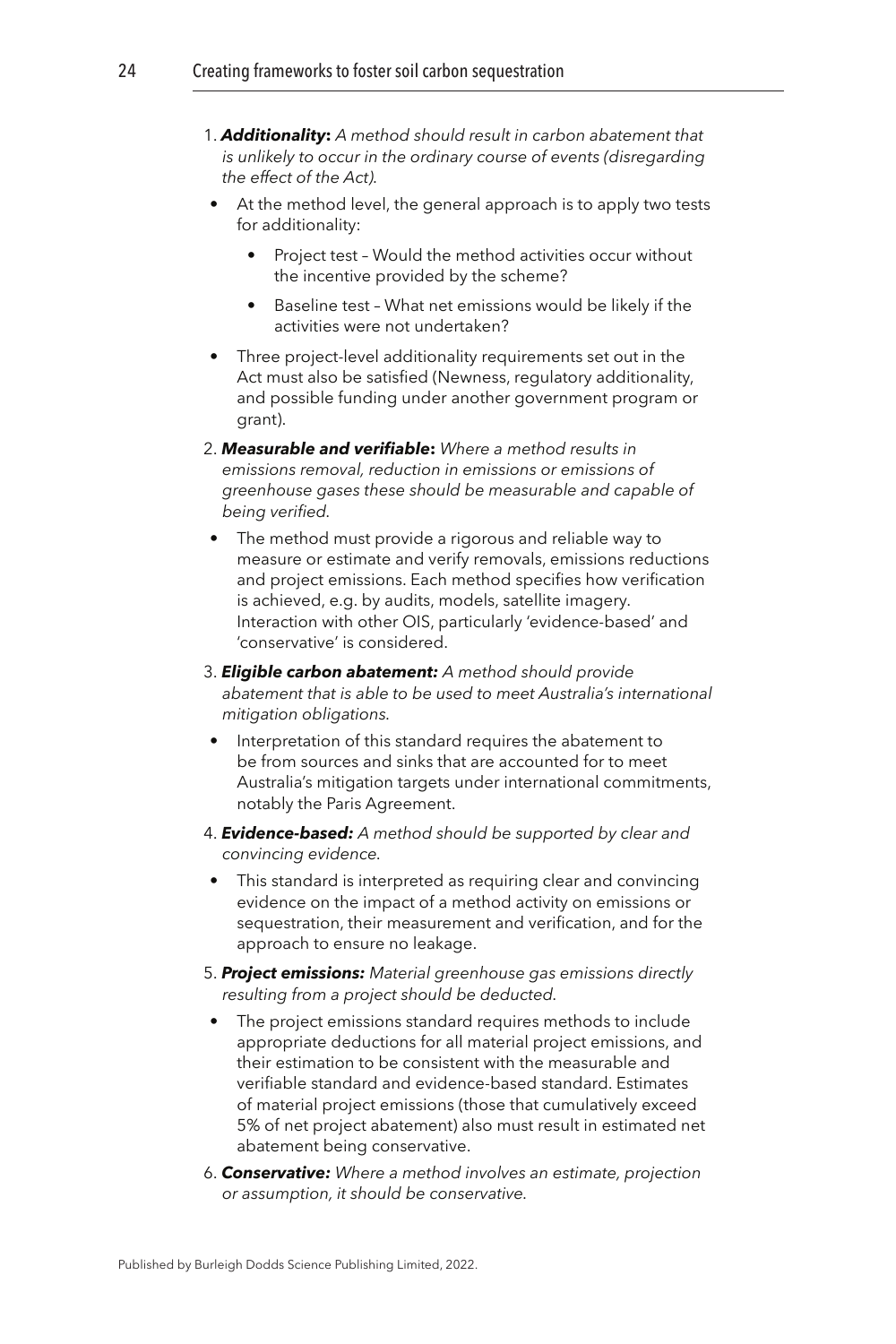1. ***Additionality*****:** *A method should result in carbon abatement that is unlikely to occur in the ordinary course of events (disregarding the effect of the Act).*

- At the method level, the general approach is to apply two tests for additionality:
    - Project test – Would the method activities occur without the incentive provided by the scheme?
    - Baseline test – What net emissions would be likely if the activities were not undertaken?
- Three project-level additionality requirements set out in the Act must also be satisfied (Newness, regulatory additionality, and possible funding under another government program or grant).

2. ***Measurable and verifiable*****:** *Where a method results in emissions removal, reduction in emissions or emissions of greenhouse gases these should be measurable and capable of being verified.*

- The method must provide a rigorous and reliable way to measure or estimate and verify removals, emissions reductions and project emissions. Each method specifies how verification is achieved, e.g. by audits, models, satellite imagery. Interaction with other OIS, particularly 'evidence-based' and 'conservative' is considered.

3. ***Eligible carbon abatement:*** *A method should provide abatement that is able to be used to meet Australia's international mitigation obligations.*

- Interpretation of this standard requires the abatement to be from sources and sinks that are accounted for to meet Australia's mitigation targets under international commitments, notably the Paris Agreement.

4. ***Evidence-based:*** *A method should be supported by clear and convincing evidence.*

- This standard is interpreted as requiring clear and convincing evidence on the impact of a method activity on emissions or sequestration, their measurement and verification, and for the approach to ensure no leakage.

5. ***Project emissions:*** *Material greenhouse gas emissions directly resulting from a project should be deducted.*

- The project emissions standard requires methods to include appropriate deductions for all material project emissions, and their estimation to be consistent with the measurable and verifiable standard and evidence-based standard. Estimates of material project emissions (those that cumulatively exceed 5% of net project abatement) also must result in estimated net abatement being conservative.

6. ***Conservative:*** *Where a method involves an estimate, projection or assumption, it should be conservative.*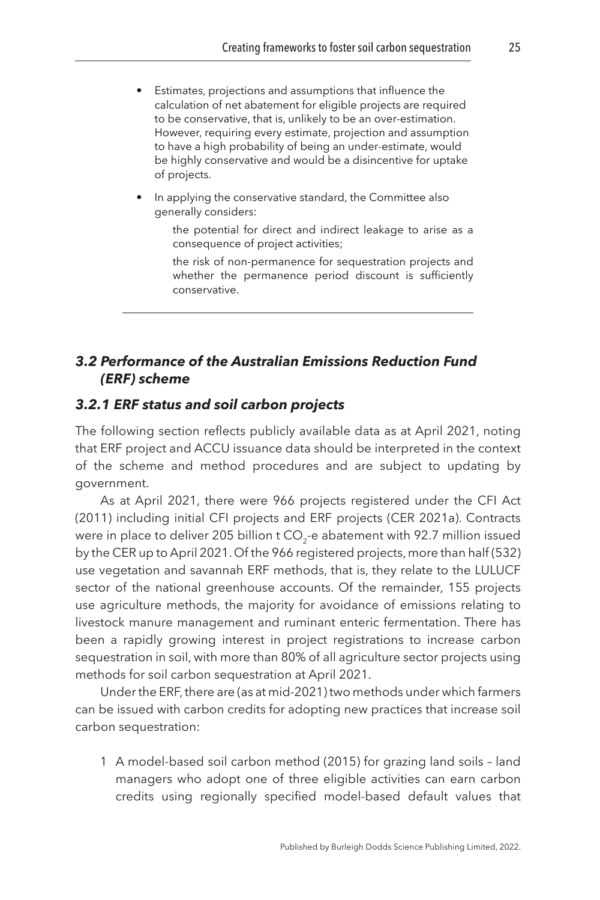- Estimates, projections and assumptions that influence the calculation of net abatement for eligible projects are required to be conservative, that is, unlikely to be an over-estimation. However, requiring every estimate, projection and assumption to have a high probability of being an under-estimate, would be highly conservative and would be a disincentive for uptake of projects.
- In applying the conservative standard, the Committee also generally considers:

  the potential for direct and indirect leakage to arise as a consequence of project activities;

  the risk of non-permanence for sequestration projects and whether the permanence period discount is sufficiently conservative.

---

## *3.2 Performance of the Australian Emissions Reduction Fund (ERF) scheme*

### *3.2.1 ERF status and soil carbon projects*

The following section reflects publicly available data as at April 2021, noting that ERF project and ACCU issuance data should be interpreted in the context of the scheme and method procedures and are subject to updating by government.

As at April 2021, there were 966 projects registered under the CFI Act (2011) including initial CFI projects and ERF projects (CER 2021a). Contracts were in place to deliver 205 billion t $CO_2$-e abatement with 92.7 million issued by the CER up to April 2021. Of the 966 registered projects, more than half (532) use vegetation and savannah ERF methods, that is, they relate to the LULUCF sector of the national greenhouse accounts. Of the remainder, 155 projects use agriculture methods, the majority for avoidance of emissions relating to livestock manure management and ruminant enteric fermentation. There has been a rapidly growing interest in project registrations to increase carbon sequestration in soil, with more than 80% of all agriculture sector projects using methods for soil carbon sequestration at April 2021.

Under the ERF, there are (as at mid-2021) two methods under which farmers can be issued with carbon credits for adopting new practices that increase soil carbon sequestration:

1. A model-based soil carbon method (2015) for grazing land soils – land managers who adopt one of three eligible activities can earn carbon credits using regionally specified model-based default values that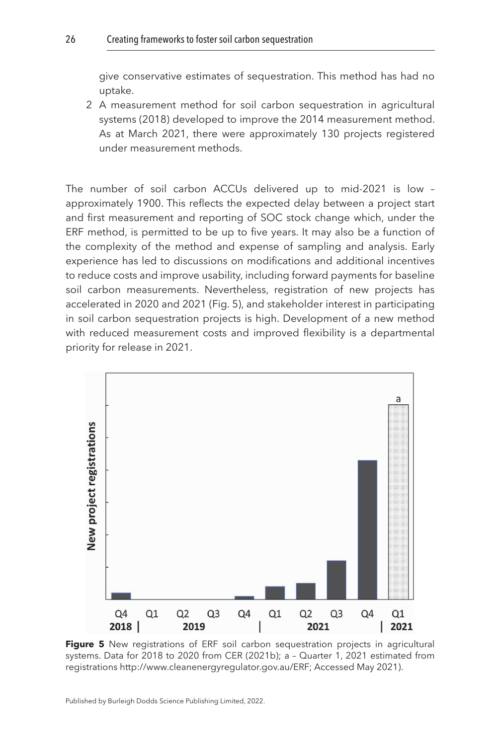give conservative estimates of sequestration. This method has had no uptake.

2. A measurement method for soil carbon sequestration in agricultural systems (2018) developed to improve the 2014 measurement method. As at March 2021, there were approximately 130 projects registered under measurement methods.

The number of soil carbon ACCUs delivered up to mid-2021 is low – approximately 1900. This reflects the expected delay between a project start and first measurement and reporting of SOC stock change which, under the ERF method, is permitted to be up to five years. It may also be a function of the complexity of the method and expense of sampling and analysis. Early experience has led to discussions on modifications and additional incentives to reduce costs and improve usability, including forward payments for baseline soil carbon measurements. Nevertheless, registration of new projects has accelerated in 2020 and 2021 (Fig. 5), and stakeholder interest in participating in soil carbon sequestration projects is high. Development of a new method with reduced measurement costs and improved flexibility is a departmental priority for release in 2021.

**Figure 5** New registrations of ERF soil carbon sequestration projects in agricultural systems. Data for 2018 to 2020 from CER (2021b); a – Quarter 1, 2021 estimated from registrations http://www.cleanenergyregulator.gov.au/ERF; Accessed May 2021).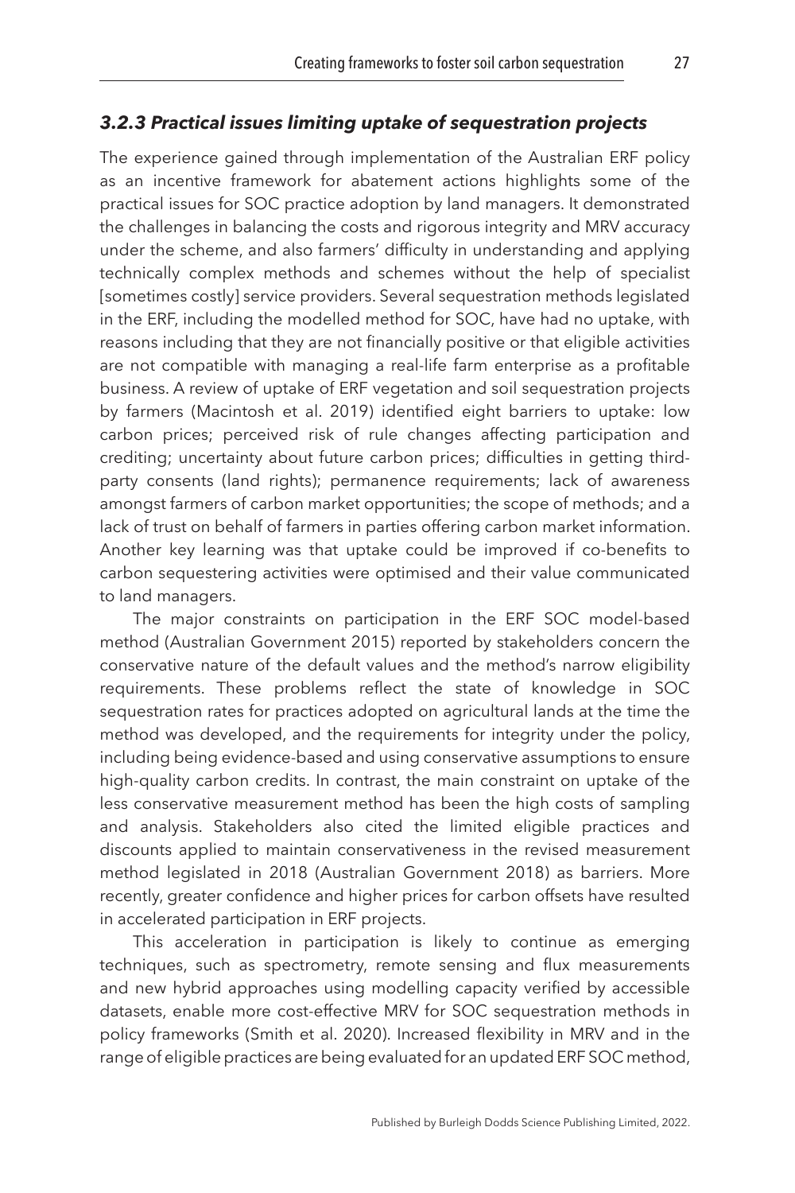### *3.2.3 Practical issues limiting uptake of sequestration projects*

The experience gained through implementation of the Australian ERF policy as an incentive framework for abatement actions highlights some of the practical issues for SOC practice adoption by land managers. It demonstrated the challenges in balancing the costs and rigorous integrity and MRV accuracy under the scheme, and also farmers' difficulty in understanding and applying technically complex methods and schemes without the help of specialist [sometimes costly] service providers. Several sequestration methods legislated in the ERF, including the modelled method for SOC, have had no uptake, with reasons including that they are not financially positive or that eligible activities are not compatible with managing a real-life farm enterprise as a profitable business. A review of uptake of ERF vegetation and soil sequestration projects by farmers (Macintosh et al. 2019) identified eight barriers to uptake: low carbon prices; perceived risk of rule changes affecting participation and crediting; uncertainty about future carbon prices; difficulties in getting third-party consents (land rights); permanence requirements; lack of awareness amongst farmers of carbon market opportunities; the scope of methods; and a lack of trust on behalf of farmers in parties offering carbon market information. Another key learning was that uptake could be improved if co-benefits to carbon sequestering activities were optimised and their value communicated to land managers.

The major constraints on participation in the ERF SOC model-based method (Australian Government 2015) reported by stakeholders concern the conservative nature of the default values and the method's narrow eligibility requirements. These problems reflect the state of knowledge in SOC sequestration rates for practices adopted on agricultural lands at the time the method was developed, and the requirements for integrity under the policy, including being evidence-based and using conservative assumptions to ensure high-quality carbon credits. In contrast, the main constraint on uptake of the less conservative measurement method has been the high costs of sampling and analysis. Stakeholders also cited the limited eligible practices and discounts applied to maintain conservativeness in the revised measurement method legislated in 2018 (Australian Government 2018) as barriers. More recently, greater confidence and higher prices for carbon offsets have resulted in accelerated participation in ERF projects.

This acceleration in participation is likely to continue as emerging techniques, such as spectrometry, remote sensing and flux measurements and new hybrid approaches using modelling capacity verified by accessible datasets, enable more cost-effective MRV for SOC sequestration methods in policy frameworks (Smith et al. 2020). Increased flexibility in MRV and in the range of eligible practices are being evaluated for an updated ERF SOC method,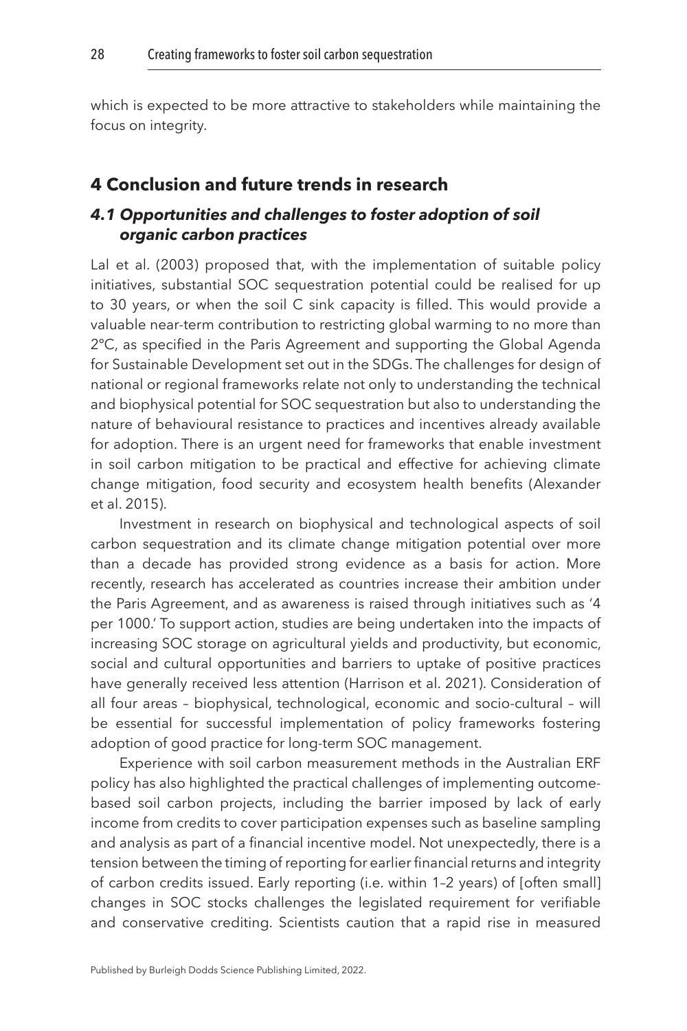which is expected to be more attractive to stakeholders while maintaining the focus on integrity.

## 4 Conclusion and future trends in research

### *4.1 Opportunities and challenges to foster adoption of soil organic carbon practices*

Lal et al. (2003) proposed that, with the implementation of suitable policy initiatives, substantial SOC sequestration potential could be realised for up to 30 years, or when the soil C sink capacity is filled. This would provide a valuable near-term contribution to restricting global warming to no more than 2°C, as specified in the Paris Agreement and supporting the Global Agenda for Sustainable Development set out in the SDGs. The challenges for design of national or regional frameworks relate not only to understanding the technical and biophysical potential for SOC sequestration but also to understanding the nature of behavioural resistance to practices and incentives already available for adoption. There is an urgent need for frameworks that enable investment in soil carbon mitigation to be practical and effective for achieving climate change mitigation, food security and ecosystem health benefits (Alexander et al. 2015).

Investment in research on biophysical and technological aspects of soil carbon sequestration and its climate change mitigation potential over more than a decade has provided strong evidence as a basis for action. More recently, research has accelerated as countries increase their ambition under the Paris Agreement, and as awareness is raised through initiatives such as '4 per 1000.' To support action, studies are being undertaken into the impacts of increasing SOC storage on agricultural yields and productivity, but economic, social and cultural opportunities and barriers to uptake of positive practices have generally received less attention (Harrison et al. 2021). Consideration of all four areas – biophysical, technological, economic and socio-cultural – will be essential for successful implementation of policy frameworks fostering adoption of good practice for long-term SOC management.

Experience with soil carbon measurement methods in the Australian ERF policy has also highlighted the practical challenges of implementing outcome-based soil carbon projects, including the barrier imposed by lack of early income from credits to cover participation expenses such as baseline sampling and analysis as part of a financial incentive model. Not unexpectedly, there is a tension between the timing of reporting for earlier financial returns and integrity of carbon credits issued. Early reporting (i.e. within 1–2 years) of [often small] changes in SOC stocks challenges the legislated requirement for verifiable and conservative crediting. Scientists caution that a rapid rise in measured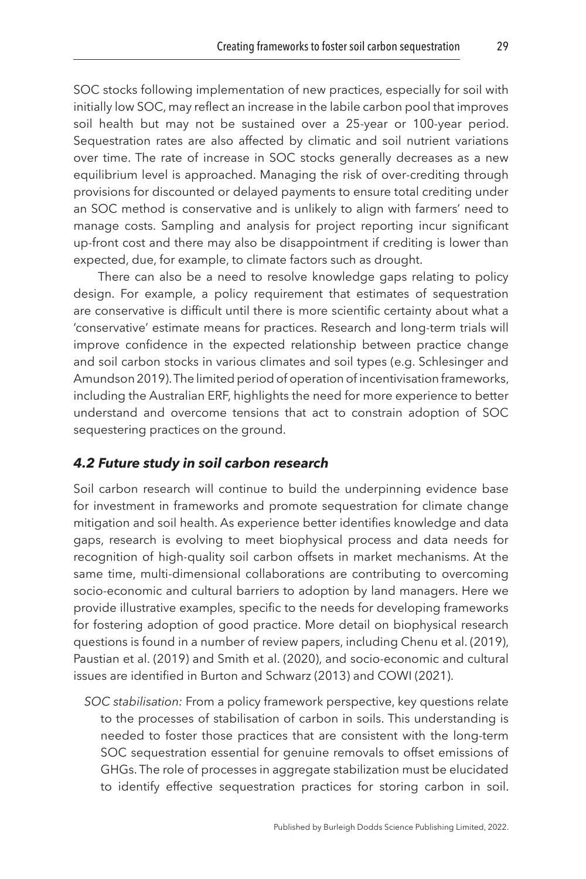SOC stocks following implementation of new practices, especially for soil with initially low SOC, may reflect an increase in the labile carbon pool that improves soil health but may not be sustained over a 25-year or 100-year period. Sequestration rates are also affected by climatic and soil nutrient variations over time. The rate of increase in SOC stocks generally decreases as a new equilibrium level is approached. Managing the risk of over-crediting through provisions for discounted or delayed payments to ensure total crediting under an SOC method is conservative and is unlikely to align with farmers' need to manage costs. Sampling and analysis for project reporting incur significant up-front cost and there may also be disappointment if crediting is lower than expected, due, for example, to climate factors such as drought.

There can also be a need to resolve knowledge gaps relating to policy design. For example, a policy requirement that estimates of sequestration are conservative is difficult until there is more scientific certainty about what a 'conservative' estimate means for practices. Research and long-term trials will improve confidence in the expected relationship between practice change and soil carbon stocks in various climates and soil types (e.g. Schlesinger and Amundson 2019). The limited period of operation of incentivisation frameworks, including the Australian ERF, highlights the need for more experience to better understand and overcome tensions that act to constrain adoption of SOC sequestering practices on the ground.

### *4.2 Future study in soil carbon research*

Soil carbon research will continue to build the underpinning evidence base for investment in frameworks and promote sequestration for climate change mitigation and soil health. As experience better identifies knowledge and data gaps, research is evolving to meet biophysical process and data needs for recognition of high-quality soil carbon offsets in market mechanisms. At the same time, multi-dimensional collaborations are contributing to overcoming socio-economic and cultural barriers to adoption by land managers. Here we provide illustrative examples, specific to the needs for developing frameworks for fostering adoption of good practice. More detail on biophysical research questions is found in a number of review papers, including Chenu et al. (2019), Paustian et al. (2019) and Smith et al. (2020), and socio-economic and cultural issues are identified in Burton and Schwarz (2013) and COWI (2021).

*SOC stabilisation:* From a policy framework perspective, key questions relate to the processes of stabilisation of carbon in soils. This understanding is needed to foster those practices that are consistent with the long-term SOC sequestration essential for genuine removals to offset emissions of GHGs. The role of processes in aggregate stabilization must be elucidated to identify effective sequestration practices for storing carbon in soil.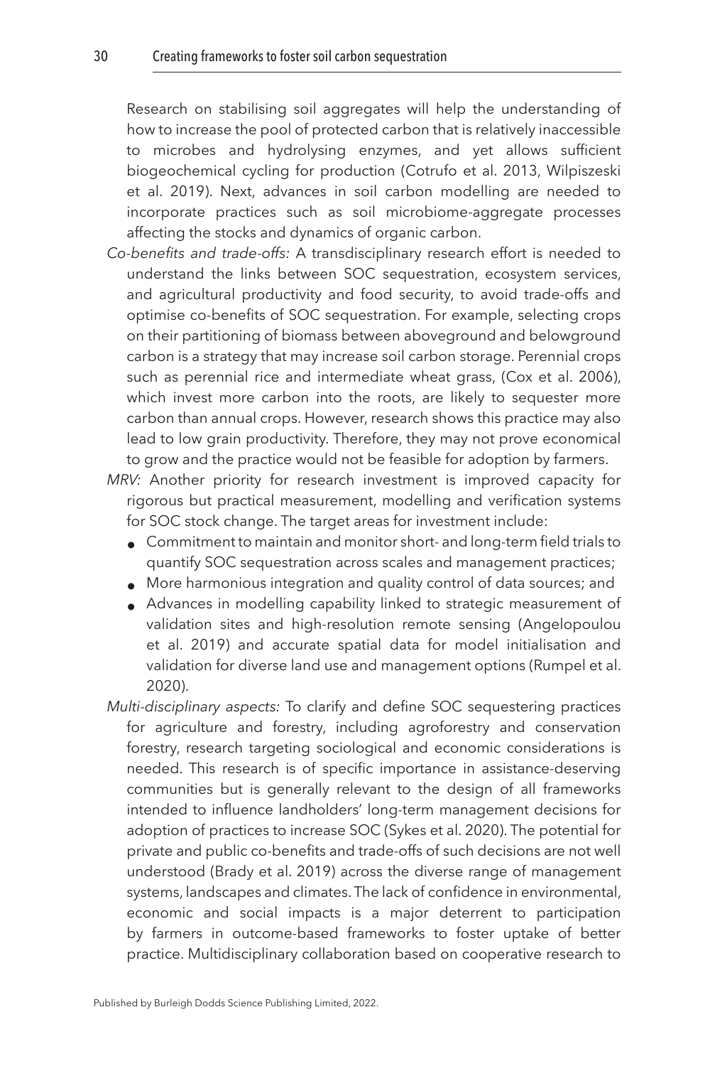Research on stabilising soil aggregates will help the understanding of how to increase the pool of protected carbon that is relatively inaccessible to microbes and hydrolysing enzymes, and yet allows sufficient biogeochemical cycling for production (Cotrufo et al. 2013, Wilpiszeski et al. 2019). Next, advances in soil carbon modelling are needed to incorporate practices such as soil microbiome-aggregate processes affecting the stocks and dynamics of organic carbon.

*Co-benefits and trade-offs:* A transdisciplinary research effort is needed to understand the links between SOC sequestration, ecosystem services, and agricultural productivity and food security, to avoid trade-offs and optimise co-benefits of SOC sequestration. For example, selecting crops on their partitioning of biomass between aboveground and belowground carbon is a strategy that may increase soil carbon storage. Perennial crops such as perennial rice and intermediate wheat grass, (Cox et al. 2006), which invest more carbon into the roots, are likely to sequester more carbon than annual crops. However, research shows this practice may also lead to low grain productivity. Therefore, they may not prove economical to grow and the practice would not be feasible for adoption by farmers.

*MRV:* Another priority for research investment is improved capacity for rigorous but practical measurement, modelling and verification systems for SOC stock change. The target areas for investment include:

- Commitment to maintain and monitor short- and long-term field trials to quantify SOC sequestration across scales and management practices;
- More harmonious integration and quality control of data sources; and
- Advances in modelling capability linked to strategic measurement of validation sites and high-resolution remote sensing (Angelopoulou et al. 2019) and accurate spatial data for model initialisation and validation for diverse land use and management options (Rumpel et al. 2020).

*Multi-disciplinary aspects:* To clarify and define SOC sequestering practices for agriculture and forestry, including agroforestry and conservation forestry, research targeting sociological and economic considerations is needed. This research is of specific importance in assistance-deserving communities but is generally relevant to the design of all frameworks intended to influence landholders' long-term management decisions for adoption of practices to increase SOC (Sykes et al. 2020). The potential for private and public co-benefits and trade-offs of such decisions are not well understood (Brady et al. 2019) across the diverse range of management systems, landscapes and climates. The lack of confidence in environmental, economic and social impacts is a major deterrent to participation by farmers in outcome-based frameworks to foster uptake of better practice. Multidisciplinary collaboration based on cooperative research to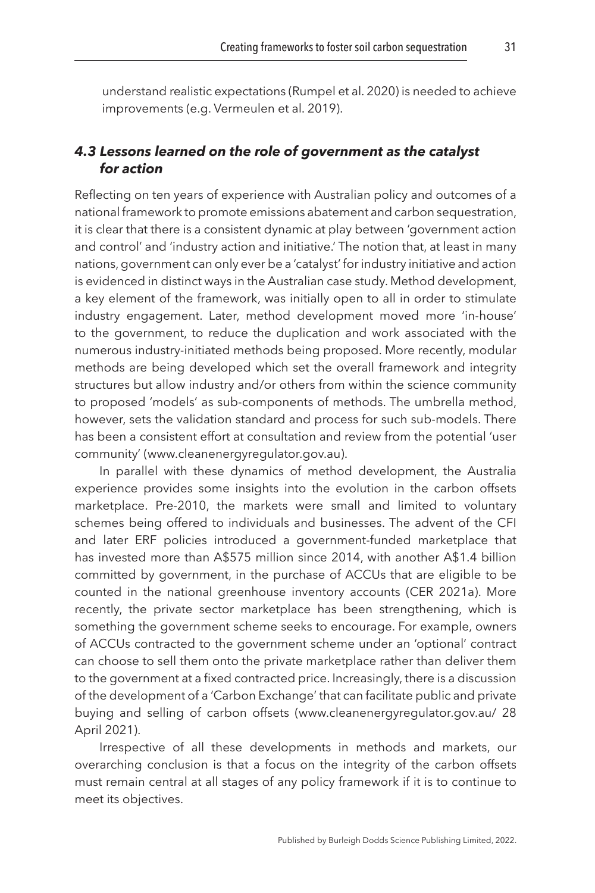understand realistic expectations (Rumpel et al. 2020) is needed to achieve improvements (e.g. Vermeulen et al. 2019).

### *4.3 Lessons learned on the role of government as the catalyst for action*

Reflecting on ten years of experience with Australian policy and outcomes of a national framework to promote emissions abatement and carbon sequestration, it is clear that there is a consistent dynamic at play between 'government action and control' and 'industry action and initiative.' The notion that, at least in many nations, government can only ever be a 'catalyst' for industry initiative and action is evidenced in distinct ways in the Australian case study. Method development, a key element of the framework, was initially open to all in order to stimulate industry engagement. Later, method development moved more 'in-house' to the government, to reduce the duplication and work associated with the numerous industry-initiated methods being proposed. More recently, modular methods are being developed which set the overall framework and integrity structures but allow industry and/or others from within the science community to proposed 'models' as sub-components of methods. The umbrella method, however, sets the validation standard and process for such sub-models. There has been a consistent effort at consultation and review from the potential 'user community' (www.cleanenergyregulator.gov.au).

In parallel with these dynamics of method development, the Australia experience provides some insights into the evolution in the carbon offsets marketplace. Pre-2010, the markets were small and limited to voluntary schemes being offered to individuals and businesses. The advent of the CFI and later ERF policies introduced a government-funded marketplace that has invested more than A$575 million since 2014, with another A$1.4 billion committed by government, in the purchase of ACCUs that are eligible to be counted in the national greenhouse inventory accounts (CER 2021a). More recently, the private sector marketplace has been strengthening, which is something the government scheme seeks to encourage. For example, owners of ACCUs contracted to the government scheme under an 'optional' contract can choose to sell them onto the private marketplace rather than deliver them to the government at a fixed contracted price. Increasingly, there is a discussion of the development of a 'Carbon Exchange' that can facilitate public and private buying and selling of carbon offsets (www.cleanenergyregulator.gov.au/ 28 April 2021).

Irrespective of all these developments in methods and markets, our overarching conclusion is that a focus on the integrity of the carbon offsets must remain central at all stages of any policy framework if it is to continue to meet its objectives.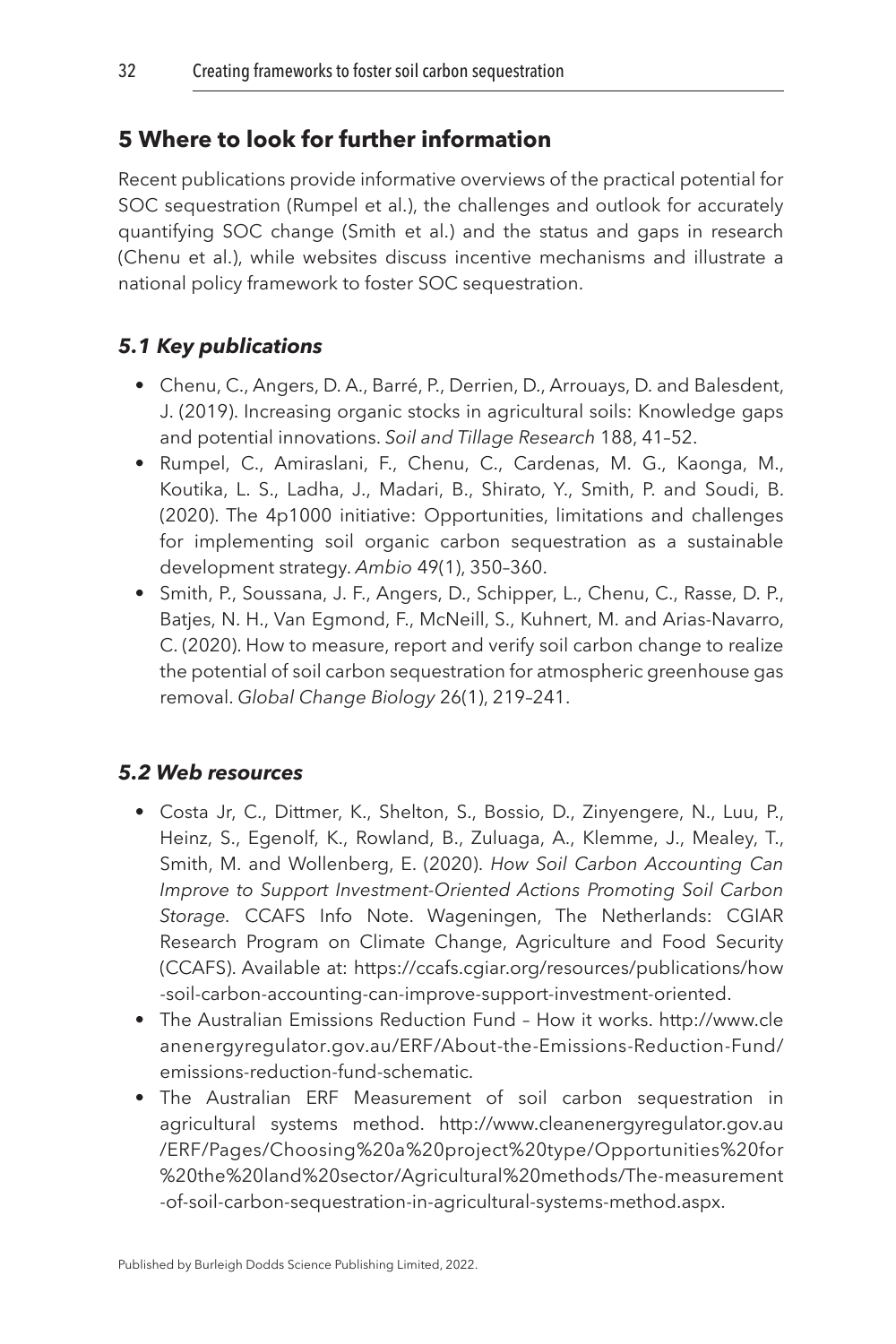## 5 Where to look for further information

Recent publications provide informative overviews of the practical potential for SOC sequestration (Rumpel et al.), the challenges and outlook for accurately quantifying SOC change (Smith et al.) and the status and gaps in research (Chenu et al.), while websites discuss incentive mechanisms and illustrate a national policy framework to foster SOC sequestration.

### 5.1 Key publications

- Chenu, C., Angers, D. A., Barré, P., Derrien, D., Arrouays, D. and Balesdent, J. (2019). Increasing organic stocks in agricultural soils: Knowledge gaps and potential innovations. *Soil and Tillage Research* 188, 41–52.
- Rumpel, C., Amiraslani, F., Chenu, C., Cardenas, M. G., Kaonga, M., Koutika, L. S., Ladha, J., Madari, B., Shirato, Y., Smith, P. and Soudi, B. (2020). The 4p1000 initiative: Opportunities, limitations and challenges for implementing soil organic carbon sequestration as a sustainable development strategy. *Ambio* 49(1), 350–360.
- Smith, P., Soussana, J. F., Angers, D., Schipper, L., Chenu, C., Rasse, D. P., Batjes, N. H., Van Egmond, F., McNeill, S., Kuhnert, M. and Arias-Navarro, C. (2020). How to measure, report and verify soil carbon change to realize the potential of soil carbon sequestration for atmospheric greenhouse gas removal. *Global Change Biology* 26(1), 219–241.

### 5.2 Web resources

- Costa Jr, C., Dittmer, K., Shelton, S., Bossio, D., Zinyengere, N., Luu, P., Heinz, S., Egenolf, K., Rowland, B., Zuluaga, A., Klemme, J., Mealey, T., Smith, M. and Wollenberg, E. (2020). *How Soil Carbon Accounting Can Improve to Support Investment-Oriented Actions Promoting Soil Carbon Storage*. CCAFS Info Note. Wageningen, The Netherlands: CGIAR Research Program on Climate Change, Agriculture and Food Security (CCAFS). Available at: https://ccafs.cgiar.org/resources/publications/how-soil-carbon-accounting-can-improve-support-investment-oriented.
- The Australian Emissions Reduction Fund – How it works. http://www.cleanenergyregulator.gov.au/ERF/About-the-Emissions-Reduction-Fund/emissions-reduction-fund-schematic.
- The Australian ERF Measurement of soil carbon sequestration in agricultural systems method. http://www.cleanenergyregulator.gov.au/ERF/Pages/Choosing%20a%20project%20type/Opportunities%20for%20the%20land%20sector/Agricultural%20methods/The-measurement-of-soil-carbon-sequestration-in-agricultural-systems-method.aspx.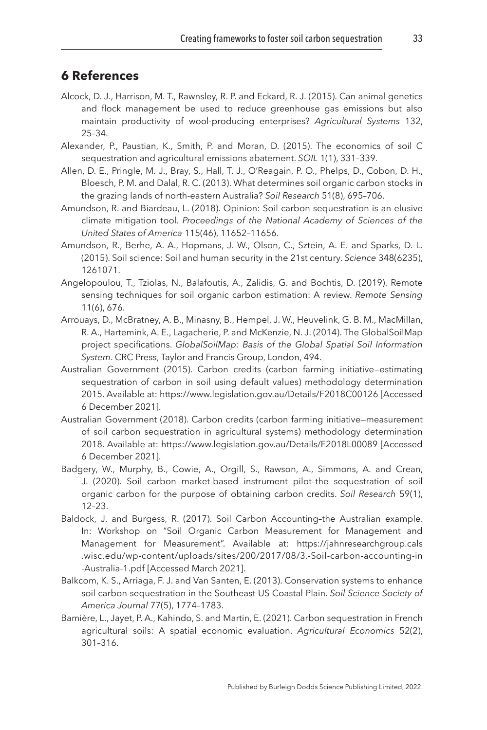## 6 References

Alcock, D. J., Harrison, M. T., Rawnsley, R. P. and Eckard, R. J. (2015). Can animal genetics and flock management be used to reduce greenhouse gas emissions but also maintain productivity of wool-producing enterprises? *Agricultural Systems* 132, 25–34.

Alexander, P., Paustian, K., Smith, P. and Moran, D. (2015). The economics of soil C sequestration and agricultural emissions abatement. *SOIL* 1(1), 331–339.

Allen, D. E., Pringle, M. J., Bray, S., Hall, T. J., O'Reagain, P. O., Phelps, D., Cobon, D. H., Bloesch, P. M. and Dalal, R. C. (2013). What determines soil organic carbon stocks in the grazing lands of north-eastern Australia? *Soil Research* 51(8), 695–706.

Amundson, R. and Biardeau, L. (2018). Opinion: Soil carbon sequestration is an elusive climate mitigation tool. *Proceedings of the National Academy of Sciences of the United States of America* 115(46), 11652–11656.

Amundson, R., Berhe, A. A., Hopmans, J. W., Olson, C., Sztein, A. E. and Sparks, D. L. (2015). Soil science: Soil and human security in the 21st century. *Science* 348(6235), 1261071.

Angelopoulou, T., Tziolas, N., Balafoutis, A., Zalidis, G. and Bochtis, D. (2019). Remote sensing techniques for soil organic carbon estimation: A review. *Remote Sensing* 11(6), 676.

Arrouays, D., McBratney, A. B., Minasny, B., Hempel, J. W., Heuvelink, G. B. M., MacMillan, R. A., Hartemink, A. E., Lagacherie, P. and McKenzie, N. J. (2014). The GlobalSoilMap project specifications. *GlobalSoilMap: Basis of the Global Spatial Soil Information System*. CRC Press, Taylor and Francis Group, London, 494.

Australian Government (2015). Carbon credits (carbon farming initiative—estimating sequestration of carbon in soil using default values) methodology determination 2015. Available at: https://www.legislation.gov.au/Details/F2018C00126 [Accessed 6 December 2021].

Australian Government (2018). Carbon credits (carbon farming initiative—measurement of soil carbon sequestration in agricultural systems) methodology determination 2018. Available at: https://www.legislation.gov.au/Details/F2018L00089 [Accessed 6 December 2021].

Badgery, W., Murphy, B., Cowie, A., Orgill, S., Rawson, A., Simmons, A. and Crean, J. (2020). Soil carbon market-based instrument pilot–the sequestration of soil organic carbon for the purpose of obtaining carbon credits. *Soil Research* 59(1), 12–23.

Baldock, J. and Burgess, R. (2017). Soil Carbon Accounting–the Australian example. In: Workshop on "Soil Organic Carbon Measurement for Management and Management for Measurement". Available at: https://jahnresearchgroup.cals.wisc.edu/wp-content/uploads/sites/200/2017/08/3.-Soil-carbon-accounting-in-Australia-1.pdf [Accessed March 2021].

Balkcom, K. S., Arriaga, F. J. and Van Santen, E. (2013). Conservation systems to enhance soil carbon sequestration in the Southeast US Coastal Plain. *Soil Science Society of America Journal* 77(5), 1774–1783.

Bamière, L., Jayet, P. A., Kahindo, S. and Martin, E. (2021). Carbon sequestration in French agricultural soils: A spatial economic evaluation. *Agricultural Economics* 52(2), 301–316.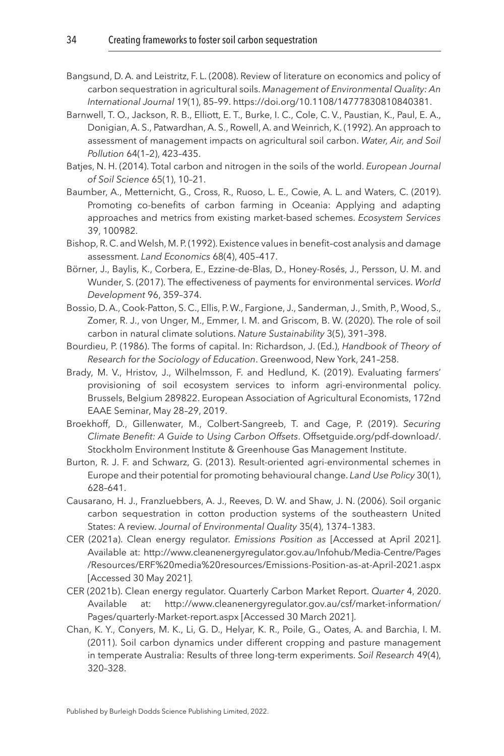Bangsund, D. A. and Leistritz, F. L. (2008). Review of literature on economics and policy of carbon sequestration in agricultural soils. *Management of Environmental Quality: An International Journal* 19(1), 85–99. https://doi.org/10.1108/14777830810840381.

Barnwell, T. O., Jackson, R. B., Elliott, E. T., Burke, I. C., Cole, C. V., Paustian, K., Paul, E. A., Donigian, A. S., Patwardhan, A. S., Rowell, A. and Weinrich, K. (1992). An approach to assessment of management impacts on agricultural soil carbon. *Water, Air, and Soil Pollution* 64(1–2), 423–435.

Batjes, N. H. (2014). Total carbon and nitrogen in the soils of the world. *European Journal of Soil Science* 65(1), 10–21.

Baumber, A., Metternicht, G., Cross, R., Ruoso, L. E., Cowie, A. L. and Waters, C. (2019). Promoting co-benefits of carbon farming in Oceania: Applying and adapting approaches and metrics from existing market-based schemes. *Ecosystem Services* 39, 100982.

Bishop, R. C. and Welsh, M. P. (1992). Existence values in benefit–cost analysis and damage assessment. *Land Economics* 68(4), 405–417.

Börner, J., Baylis, K., Corbera, E., Ezzine-de-Blas, D., Honey-Rosés, J., Persson, U. M. and Wunder, S. (2017). The effectiveness of payments for environmental services. *World Development* 96, 359–374.

Bossio, D. A., Cook-Patton, S. C., Ellis, P. W., Fargione, J., Sanderman, J., Smith, P., Wood, S., Zomer, R. J., von Unger, M., Emmer, I. M. and Griscom, B. W. (2020). The role of soil carbon in natural climate solutions. *Nature Sustainability* 3(5), 391–398.

Bourdieu, P. (1986). The forms of capital. In: Richardson, J. (Ed.), *Handbook of Theory of Research for the Sociology of Education*. Greenwood, New York, 241–258.

Brady, M. V., Hristov, J., Wilhelmsson, F. and Hedlund, K. (2019). Evaluating farmers' provisioning of soil ecosystem services to inform agri-environmental policy. Brussels, Belgium 289822. European Association of Agricultural Economists, 172nd EAAE Seminar, May 28–29, 2019.

Broekhoff, D., Gillenwater, M., Colbert-Sangreeb, T. and Cage, P. (2019). *Securing Climate Benefit: A Guide to Using Carbon Offsets*. Offsetguide.org/pdf-download/. Stockholm Environment Institute & Greenhouse Gas Management Institute.

Burton, R. J. F. and Schwarz, G. (2013). Result-oriented agri-environmental schemes in Europe and their potential for promoting behavioural change. *Land Use Policy* 30(1), 628–641.

Causarano, H. J., Franzluebbers, A. J., Reeves, D. W. and Shaw, J. N. (2006). Soil organic carbon sequestration in cotton production systems of the southeastern United States: A review. *Journal of Environmental Quality* 35(4), 1374–1383.

CER (2021a). Clean energy regulator. *Emissions Position as* [Accessed at April 2021]. Available at: http://www.cleanenergyregulator.gov.au/Infohub/Media-Centre/Pages/Resources/ERF%20media%20resources/Emissions-Position-as-at-April-2021.aspx [Accessed 30 May 2021].

CER (2021b). Clean energy regulator. Quarterly Carbon Market Report. *Quarter* 4, 2020. Available at: http://www.cleanenergyregulator.gov.au/csf/market-information/Pages/quarterly-Market-report.aspx [Accessed 30 March 2021].

Chan, K. Y., Conyers, M. K., Li, G. D., Helyar, K. R., Poile, G., Oates, A. and Barchia, I. M. (2011). Soil carbon dynamics under different cropping and pasture management in temperate Australia: Results of three long-term experiments. *Soil Research* 49(4), 320–328.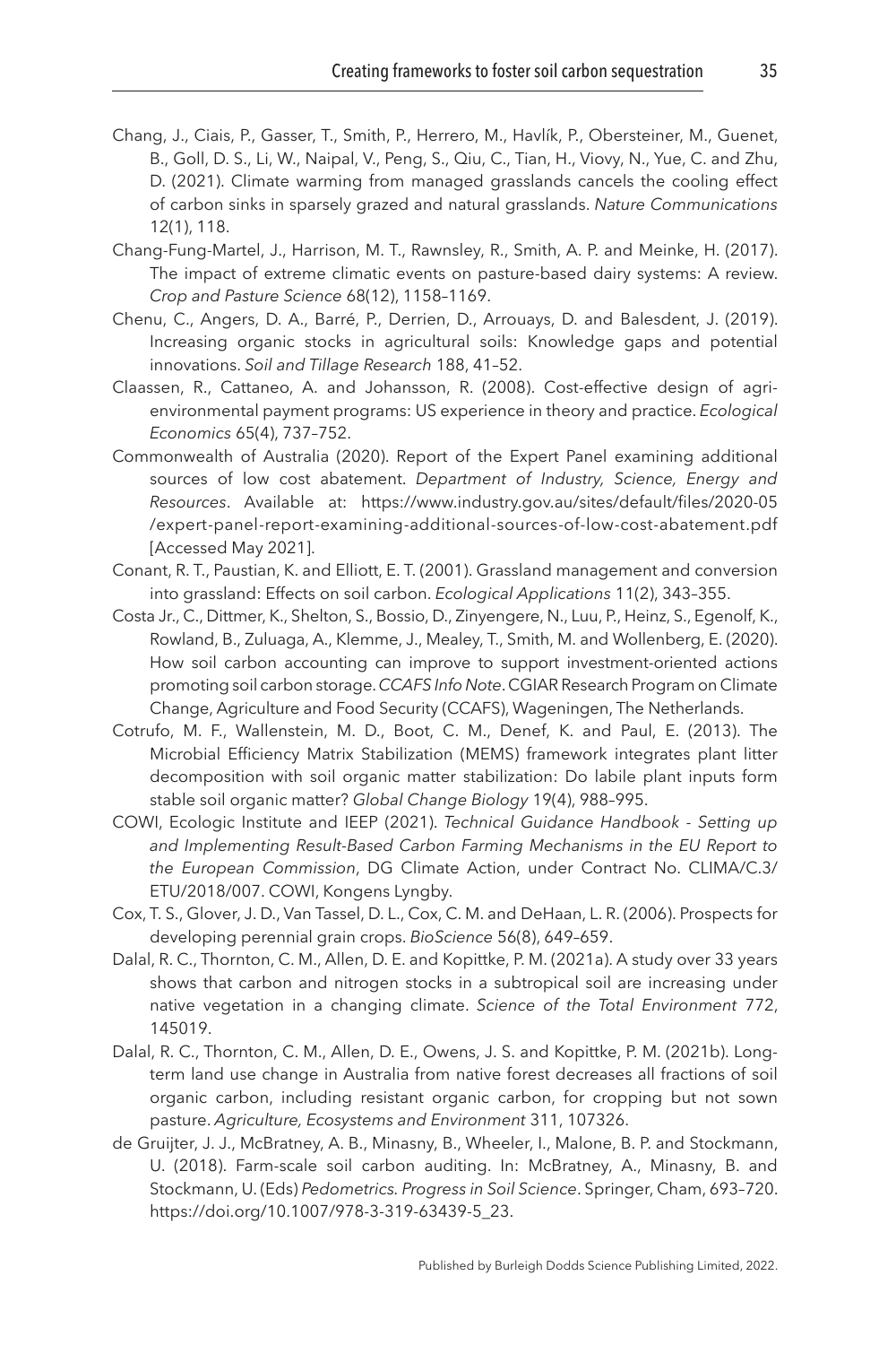Chang, J., Ciais, P., Gasser, T., Smith, P., Herrero, M., Havlík, P., Obersteiner, M., Guenet, B., Goll, D. S., Li, W., Naipal, V., Peng, S., Qiu, C., Tian, H., Viovy, N., Yue, C. and Zhu, D. (2021). Climate warming from managed grasslands cancels the cooling effect of carbon sinks in sparsely grazed and natural grasslands. *Nature Communications* 12(1), 118.

Chang-Fung-Martel, J., Harrison, M. T., Rawnsley, R., Smith, A. P. and Meinke, H. (2017). The impact of extreme climatic events on pasture-based dairy systems: A review. *Crop and Pasture Science* 68(12), 1158–1169.

Chenu, C., Angers, D. A., Barré, P., Derrien, D., Arrouays, D. and Balesdent, J. (2019). Increasing organic stocks in agricultural soils: Knowledge gaps and potential innovations. *Soil and Tillage Research* 188, 41–52.

Claassen, R., Cattaneo, A. and Johansson, R. (2008). Cost-effective design of agri-environmental payment programs: US experience in theory and practice. *Ecological Economics* 65(4), 737–752.

Commonwealth of Australia (2020). Report of the Expert Panel examining additional sources of low cost abatement. *Department of Industry, Science, Energy and Resources*. Available at: https://www.industry.gov.au/sites/default/files/2020-05/expert-panel-report-examining-additional-sources-of-low-cost-abatement.pdf [Accessed May 2021].

Conant, R. T., Paustian, K. and Elliott, E. T. (2001). Grassland management and conversion into grassland: Effects on soil carbon. *Ecological Applications* 11(2), 343–355.

Costa Jr., C., Dittmer, K., Shelton, S., Bossio, D., Zinyengere, N., Luu, P., Heinz, S., Egenolf, K., Rowland, B., Zuluaga, A., Klemme, J., Mealey, T., Smith, M. and Wollenberg, E. (2020). How soil carbon accounting can improve to support investment-oriented actions promoting soil carbon storage. *CCAFS Info Note*. CGIAR Research Program on Climate Change, Agriculture and Food Security (CCAFS), Wageningen, The Netherlands.

Cotrufo, M. F., Wallenstein, M. D., Boot, C. M., Denef, K. and Paul, E. (2013). The Microbial Efficiency Matrix Stabilization (MEMS) framework integrates plant litter decomposition with soil organic matter stabilization: Do labile plant inputs form stable soil organic matter? *Global Change Biology* 19(4), 988–995.

COWI, Ecologic Institute and IEEP (2021). *Technical Guidance Handbook - Setting up and Implementing Result-Based Carbon Farming Mechanisms in the EU Report to the European Commission*, DG Climate Action, under Contract No. CLIMA/C.3/ETU/2018/007. COWI, Kongens Lyngby.

Cox, T. S., Glover, J. D., Van Tassel, D. L., Cox, C. M. and DeHaan, L. R. (2006). Prospects for developing perennial grain crops. *BioScience* 56(8), 649–659.

Dalal, R. C., Thornton, C. M., Allen, D. E. and Kopittke, P. M. (2021a). A study over 33 years shows that carbon and nitrogen stocks in a subtropical soil are increasing under native vegetation in a changing climate. *Science of the Total Environment* 772, 145019.

Dalal, R. C., Thornton, C. M., Allen, D. E., Owens, J. S. and Kopittke, P. M. (2021b). Long-term land use change in Australia from native forest decreases all fractions of soil organic carbon, including resistant organic carbon, for cropping but not sown pasture. *Agriculture, Ecosystems and Environment* 311, 107326.

de Gruijter, J. J., McBratney, A. B., Minasny, B., Wheeler, I., Malone, B. P. and Stockmann, U. (2018). Farm-scale soil carbon auditing. In: McBratney, A., Minasny, B. and Stockmann, U. (Eds) *Pedometrics. Progress in Soil Science*. Springer, Cham, 693–720. https://doi.org/10.1007/978-3-319-63439-5_23.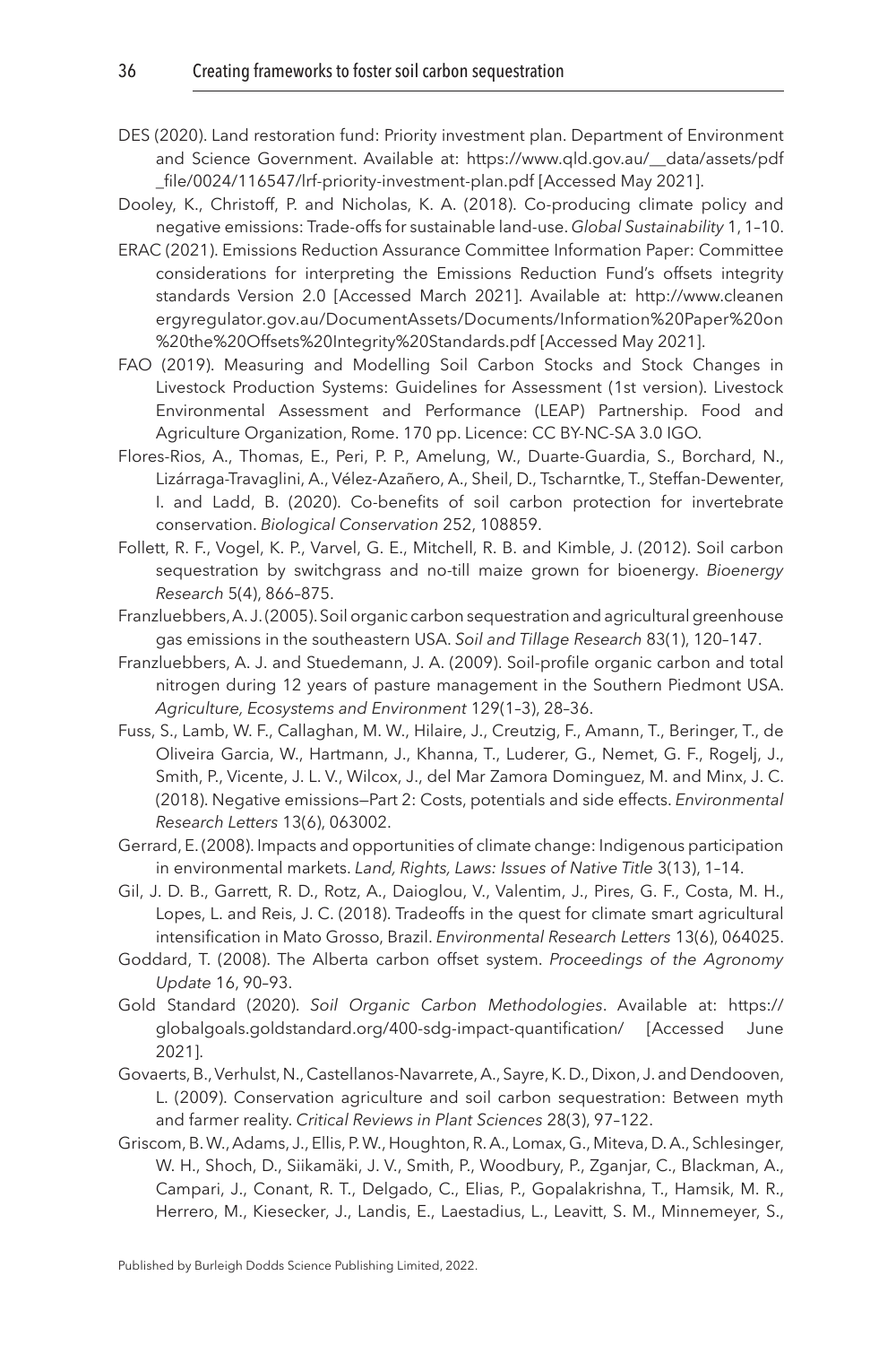DES (2020). Land restoration fund: Priority investment plan. Department of Environment and Science Government. Available at: https://www.qld.gov.au/__data/assets/pdf_file/0024/116547/lrf-priority-investment-plan.pdf [Accessed May 2021].

Dooley, K., Christoff, P. and Nicholas, K. A. (2018). Co-producing climate policy and negative emissions: Trade-offs for sustainable land-use. *Global Sustainability* 1, 1–10.

ERAC (2021). Emissions Reduction Assurance Committee Information Paper: Committee considerations for interpreting the Emissions Reduction Fund's offsets integrity standards Version 2.0 [Accessed March 2021]. Available at: http://www.cleanenergyregulator.gov.au/DocumentAssets/Documents/Information%20Paper%20on%20the%20Offsets%20Integrity%20Standards.pdf [Accessed May 2021].

FAO (2019). Measuring and Modelling Soil Carbon Stocks and Stock Changes in Livestock Production Systems: Guidelines for Assessment (1st version). Livestock Environmental Assessment and Performance (LEAP) Partnership. Food and Agriculture Organization, Rome. 170 pp. Licence: CC BY-NC-SA 3.0 IGO.

Flores-Rios, A., Thomas, E., Peri, P. P., Amelung, W., Duarte-Guardia, S., Borchard, N., Lizárraga-Travaglini, A., Vélez-Azañero, A., Sheil, D., Tscharntke, T., Steffan-Dewenter, I. and Ladd, B. (2020). Co-benefits of soil carbon protection for invertebrate conservation. *Biological Conservation* 252, 108859.

Follett, R. F., Vogel, K. P., Varvel, G. E., Mitchell, R. B. and Kimble, J. (2012). Soil carbon sequestration by switchgrass and no-till maize grown for bioenergy. *Bioenergy Research* 5(4), 866–875.

Franzluebbers, A. J. (2005). Soil organic carbon sequestration and agricultural greenhouse gas emissions in the southeastern USA. *Soil and Tillage Research* 83(1), 120–147.

Franzluebbers, A. J. and Stuedemann, J. A. (2009). Soil-profile organic carbon and total nitrogen during 12 years of pasture management in the Southern Piedmont USA. *Agriculture, Ecosystems and Environment* 129(1–3), 28–36.

Fuss, S., Lamb, W. F., Callaghan, M. W., Hilaire, J., Creutzig, F., Amann, T., Beringer, T., de Oliveira Garcia, W., Hartmann, J., Khanna, T., Luderer, G., Nemet, G. F., Rogelj, J., Smith, P., Vicente, J. L. V., Wilcox, J., del Mar Zamora Dominguez, M. and Minx, J. C. (2018). Negative emissions—Part 2: Costs, potentials and side effects. *Environmental Research Letters* 13(6), 063002.

Gerrard, E. (2008). Impacts and opportunities of climate change: Indigenous participation in environmental markets. *Land, Rights, Laws: Issues of Native Title* 3(13), 1–14.

Gil, J. D. B., Garrett, R. D., Rotz, A., Daioglou, V., Valentim, J., Pires, G. F., Costa, M. H., Lopes, L. and Reis, J. C. (2018). Tradeoffs in the quest for climate smart agricultural intensification in Mato Grosso, Brazil. *Environmental Research Letters* 13(6), 064025.

Goddard, T. (2008). The Alberta carbon offset system. *Proceedings of the Agronomy Update* 16, 90–93.

Gold Standard (2020). *Soil Organic Carbon Methodologies*. Available at: https://globalgoals.goldstandard.org/400-sdg-impact-quantification/ [Accessed June 2021].

Govaerts, B., Verhulst, N., Castellanos-Navarrete, A., Sayre, K. D., Dixon, J. and Dendooven, L. (2009). Conservation agriculture and soil carbon sequestration: Between myth and farmer reality. *Critical Reviews in Plant Sciences* 28(3), 97–122.

Griscom, B. W., Adams, J., Ellis, P. W., Houghton, R. A., Lomax, G., Miteva, D. A., Schlesinger, W. H., Shoch, D., Siikamäki, J. V., Smith, P., Woodbury, P., Zganjar, C., Blackman, A., Campari, J., Conant, R. T., Delgado, C., Elias, P., Gopalakrishna, T., Hamsik, M. R., Herrero, M., Kiesecker, J., Landis, E., Laestadius, L., Leavitt, S. M., Minnemeyer, S.,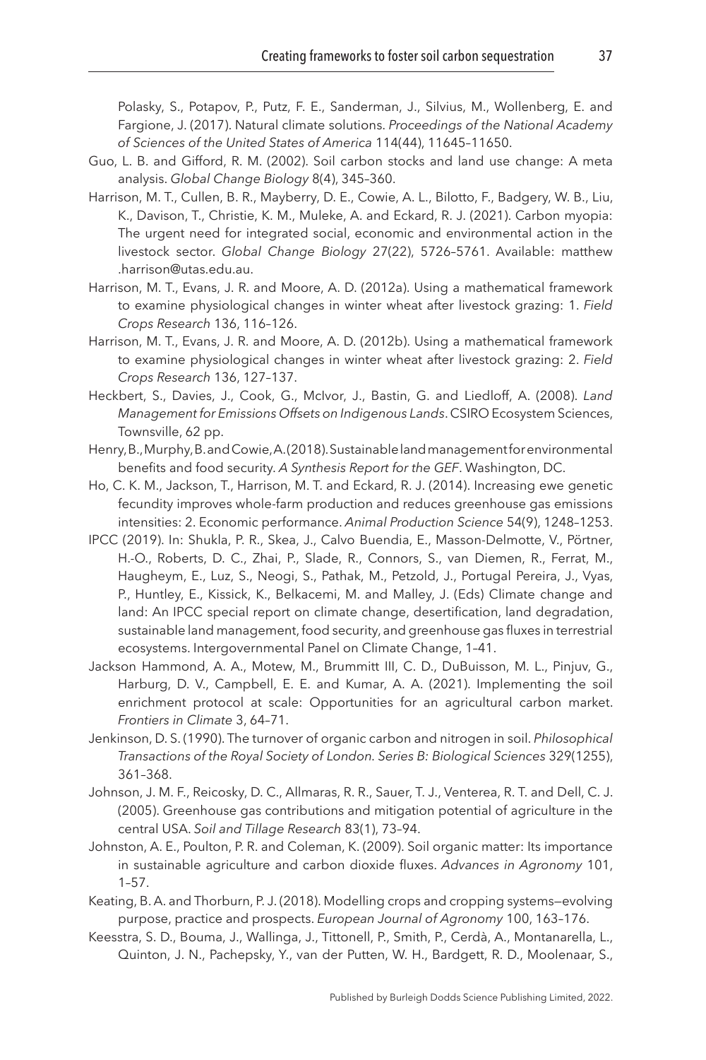Polasky, S., Potapov, P., Putz, F. E., Sanderman, J., Silvius, M., Wollenberg, E. and Fargione, J. (2017). Natural climate solutions. *Proceedings of the National Academy of Sciences of the United States of America* 114(44), 11645–11650.

Guo, L. B. and Gifford, R. M. (2002). Soil carbon stocks and land use change: A meta analysis. *Global Change Biology* 8(4), 345–360.

Harrison, M. T., Cullen, B. R., Mayberry, D. E., Cowie, A. L., Bilotto, F., Badgery, W. B., Liu, K., Davison, T., Christie, K. M., Muleke, A. and Eckard, R. J. (2021). Carbon myopia: The urgent need for integrated social, economic and environmental action in the livestock sector. *Global Change Biology* 27(22), 5726–5761. Available: matthew.harrison@utas.edu.au.

Harrison, M. T., Evans, J. R. and Moore, A. D. (2012a). Using a mathematical framework to examine physiological changes in winter wheat after livestock grazing: 1. *Field Crops Research* 136, 116–126.

Harrison, M. T., Evans, J. R. and Moore, A. D. (2012b). Using a mathematical framework to examine physiological changes in winter wheat after livestock grazing: 2. *Field Crops Research* 136, 127–137.

Heckbert, S., Davies, J., Cook, G., McIvor, J., Bastin, G. and Liedloff, A. (2008). *Land Management for Emissions Offsets on Indigenous Lands*. CSIRO Ecosystem Sciences, Townsville, 62 pp.

Henry, B., Murphy, B. and Cowie, A. (2018). Sustainable land management for environmental benefits and food security. *A Synthesis Report for the GEF*. Washington, DC.

Ho, C. K. M., Jackson, T., Harrison, M. T. and Eckard, R. J. (2014). Increasing ewe genetic fecundity improves whole-farm production and reduces greenhouse gas emissions intensities: 2. Economic performance. *Animal Production Science* 54(9), 1248–1253.

IPCC (2019). In: Shukla, P. R., Skea, J., Calvo Buendia, E., Masson-Delmotte, V., Pörtner, H.-O., Roberts, D. C., Zhai, P., Slade, R., Connors, S., van Diemen, R., Ferrat, M., Haugheym, E., Luz, S., Neogi, S., Pathak, M., Petzold, J., Portugal Pereira, J., Vyas, P., Huntley, E., Kissick, K., Belkacemi, M. and Malley, J. (Eds) Climate change and land: An IPCC special report on climate change, desertification, land degradation, sustainable land management, food security, and greenhouse gas fluxes in terrestrial ecosystems. Intergovernmental Panel on Climate Change, 1–41.

Jackson Hammond, A. A., Motew, M., Brummitt III, C. D., DuBuisson, M. L., Pinjuv, G., Harburg, D. V., Campbell, E. E. and Kumar, A. A. (2021). Implementing the soil enrichment protocol at scale: Opportunities for an agricultural carbon market. *Frontiers in Climate* 3, 64–71.

Jenkinson, D. S. (1990). The turnover of organic carbon and nitrogen in soil. *Philosophical Transactions of the Royal Society of London. Series B: Biological Sciences* 329(1255), 361–368.

Johnson, J. M. F., Reicosky, D. C., Allmaras, R. R., Sauer, T. J., Venterea, R. T. and Dell, C. J. (2005). Greenhouse gas contributions and mitigation potential of agriculture in the central USA. *Soil and Tillage Research* 83(1), 73–94.

Johnston, A. E., Poulton, P. R. and Coleman, K. (2009). Soil organic matter: Its importance in sustainable agriculture and carbon dioxide fluxes. *Advances in Agronomy* 101, 1–57.

Keating, B. A. and Thorburn, P. J. (2018). Modelling crops and cropping systems—evolving purpose, practice and prospects. *European Journal of Agronomy* 100, 163–176.

Keesstra, S. D., Bouma, J., Wallinga, J., Tittonell, P., Smith, P., Cerdà, A., Montanarella, L., Quinton, J. N., Pachepsky, Y., van der Putten, W. H., Bardgett, R. D., Moolenaar, S.,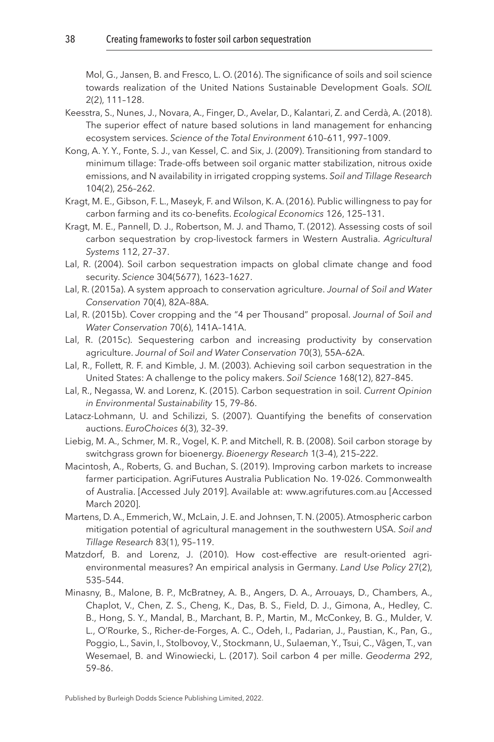Mol, G., Jansen, B. and Fresco, L. O. (2016). The significance of soils and soil science towards realization of the United Nations Sustainable Development Goals. *SOIL* 2(2), 111–128.

Keesstra, S., Nunes, J., Novara, A., Finger, D., Avelar, D., Kalantari, Z. and Cerdà, A. (2018). The superior effect of nature based solutions in land management for enhancing ecosystem services. *Science of the Total Environment* 610–611, 997–1009.

Kong, A. Y. Y., Fonte, S. J., van Kessel, C. and Six, J. (2009). Transitioning from standard to minimum tillage: Trade-offs between soil organic matter stabilization, nitrous oxide emissions, and N availability in irrigated cropping systems. *Soil and Tillage Research* 104(2), 256–262.

Kragt, M. E., Gibson, F. L., Maseyk, F. and Wilson, K. A. (2016). Public willingness to pay for carbon farming and its co-benefits. *Ecological Economics* 126, 125–131.

Kragt, M. E., Pannell, D. J., Robertson, M. J. and Thamo, T. (2012). Assessing costs of soil carbon sequestration by crop-livestock farmers in Western Australia. *Agricultural Systems* 112, 27–37.

Lal, R. (2004). Soil carbon sequestration impacts on global climate change and food security. *Science* 304(5677), 1623–1627.

Lal, R. (2015a). A system approach to conservation agriculture. *Journal of Soil and Water Conservation* 70(4), 82A–88A.

Lal, R. (2015b). Cover cropping and the "4 per Thousand" proposal. *Journal of Soil and Water Conservation* 70(6), 141A–141A.

Lal, R. (2015c). Sequestering carbon and increasing productivity by conservation agriculture. *Journal of Soil and Water Conservation* 70(3), 55A–62A.

Lal, R., Follett, R. F. and Kimble, J. M. (2003). Achieving soil carbon sequestration in the United States: A challenge to the policy makers. *Soil Science* 168(12), 827–845.

Lal, R., Negassa, W. and Lorenz, K. (2015). Carbon sequestration in soil. *Current Opinion in Environmental Sustainability* 15, 79–86.

Latacz-Lohmann, U. and Schilizzi, S. (2007). Quantifying the benefits of conservation auctions. *EuroChoices* 6(3), 32–39.

Liebig, M. A., Schmer, M. R., Vogel, K. P. and Mitchell, R. B. (2008). Soil carbon storage by switchgrass grown for bioenergy. *Bioenergy Research* 1(3–4), 215–222.

Macintosh, A., Roberts, G. and Buchan, S. (2019). Improving carbon markets to increase farmer participation. AgriFutures Australia Publication No. 19-026. Commonwealth of Australia. [Accessed July 2019]. Available at: www.agrifutures.com.au [Accessed March 2020].

Martens, D. A., Emmerich, W., McLain, J. E. and Johnsen, T. N. (2005). Atmospheric carbon mitigation potential of agricultural management in the southwestern USA. *Soil and Tillage Research* 83(1), 95–119.

Matzdorf, B. and Lorenz, J. (2010). How cost-effective are result-oriented agri-environmental measures? An empirical analysis in Germany. *Land Use Policy* 27(2), 535–544.

Minasny, B., Malone, B. P., McBratney, A. B., Angers, D. A., Arrouays, D., Chambers, A., Chaplot, V., Chen, Z. S., Cheng, K., Das, B. S., Field, D. J., Gimona, A., Hedley, C. B., Hong, S. Y., Mandal, B., Marchant, B. P., Martin, M., McConkey, B. G., Mulder, V. L., O'Rourke, S., Richer-de-Forges, A. C., Odeh, I., Padarian, J., Paustian, K., Pan, G., Poggio, L., Savin, I., Stolbovoy, V., Stockmann, U., Sulaeman, Y., Tsui, C., Vågen, T., van Wesemael, B. and Winowiecki, L. (2017). Soil carbon 4 per mille. *Geoderma* 292, 59–86.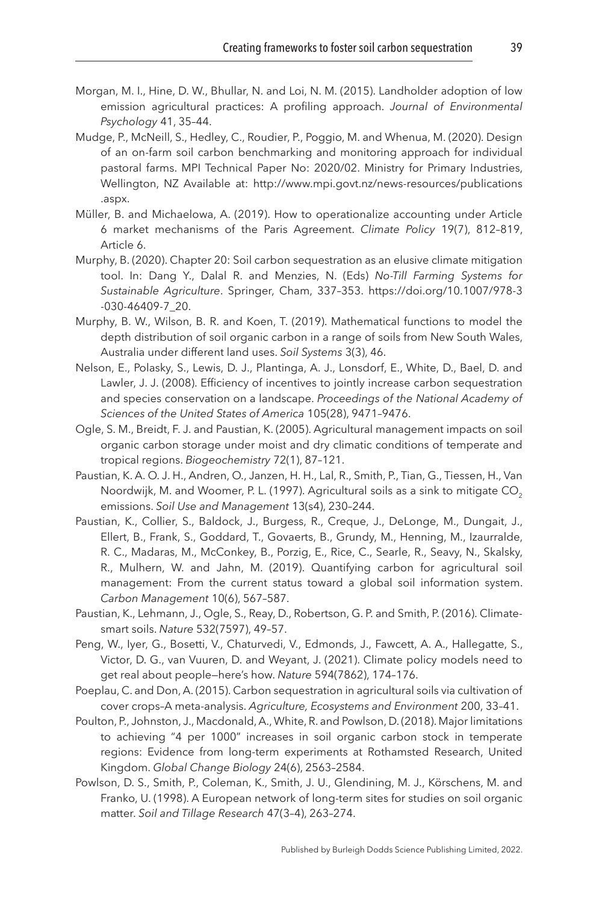Morgan, M. I., Hine, D. W., Bhullar, N. and Loi, N. M. (2015). Landholder adoption of low emission agricultural practices: A profiling approach. *Journal of Environmental Psychology* 41, 35–44.

Mudge, P., McNeill, S., Hedley, C., Roudier, P., Poggio, M. and Whenua, M. (2020). Design of an on-farm soil carbon benchmarking and monitoring approach for individual pastoral farms. MPI Technical Paper No: 2020/02. Ministry for Primary Industries, Wellington, NZ Available at: http://www.mpi.govt.nz/news-resources/publications.aspx.

Müller, B. and Michaelowa, A. (2019). How to operationalize accounting under Article 6 market mechanisms of the Paris Agreement. *Climate Policy* 19(7), 812–819, Article 6.

Murphy, B. (2020). Chapter 20: Soil carbon sequestration as an elusive climate mitigation tool. In: Dang Y., Dalal R. and Menzies, N. (Eds) *No-Till Farming Systems for Sustainable Agriculture*. Springer, Cham, 337–353. https://doi.org/10.1007/978-3-030-46409-7_20.

Murphy, B. W., Wilson, B. R. and Koen, T. (2019). Mathematical functions to model the depth distribution of soil organic carbon in a range of soils from New South Wales, Australia under different land uses. *Soil Systems* 3(3), 46.

Nelson, E., Polasky, S., Lewis, D. J., Plantinga, A. J., Lonsdorf, E., White, D., Bael, D. and Lawler, J. J. (2008). Efficiency of incentives to jointly increase carbon sequestration and species conservation on a landscape. *Proceedings of the National Academy of Sciences of the United States of America* 105(28), 9471–9476.

Ogle, S. M., Breidt, F. J. and Paustian, K. (2005). Agricultural management impacts on soil organic carbon storage under moist and dry climatic conditions of temperate and tropical regions. *Biogeochemistry* 72(1), 87–121.

Paustian, K. A. O. J. H., Andren, O., Janzen, H. H., Lal, R., Smith, P., Tian, G., Tiessen, H., Van Noordwijk, M. and Woomer, P. L. (1997). Agricultural soils as a sink to mitigate $CO_2$ emissions. *Soil Use and Management* 13(s4), 230–244.

Paustian, K., Collier, S., Baldock, J., Burgess, R., Creque, J., DeLonge, M., Dungait, J., Ellert, B., Frank, S., Goddard, T., Govaerts, B., Grundy, M., Henning, M., Izaurralde, R. C., Madaras, M., McConkey, B., Porzig, E., Rice, C., Searle, R., Seavy, N., Skalsky, R., Mulhern, W. and Jahn, M. (2019). Quantifying carbon for agricultural soil management: From the current status toward a global soil information system. *Carbon Management* 10(6), 567–587.

Paustian, K., Lehmann, J., Ogle, S., Reay, D., Robertson, G. P. and Smith, P. (2016). Climate-smart soils. *Nature* 532(7597), 49–57.

Peng, W., Iyer, G., Bosetti, V., Chaturvedi, V., Edmonds, J., Fawcett, A. A., Hallegatte, S., Victor, D. G., van Vuuren, D. and Weyant, J. (2021). Climate policy models need to get real about people—here's how. *Nature* 594(7862), 174–176.

Poeplau, C. and Don, A. (2015). Carbon sequestration in agricultural soils via cultivation of cover crops–A meta-analysis. *Agriculture, Ecosystems and Environment* 200, 33–41.

Poulton, P., Johnston, J., Macdonald, A., White, R. and Powlson, D. (2018). Major limitations to achieving "4 per 1000" increases in soil organic carbon stock in temperate regions: Evidence from long-term experiments at Rothamsted Research, United Kingdom. *Global Change Biology* 24(6), 2563–2584.

Powlson, D. S., Smith, P., Coleman, K., Smith, J. U., Glendining, M. J., Körschens, M. and Franko, U. (1998). A European network of long-term sites for studies on soil organic matter. *Soil and Tillage Research* 47(3–4), 263–274.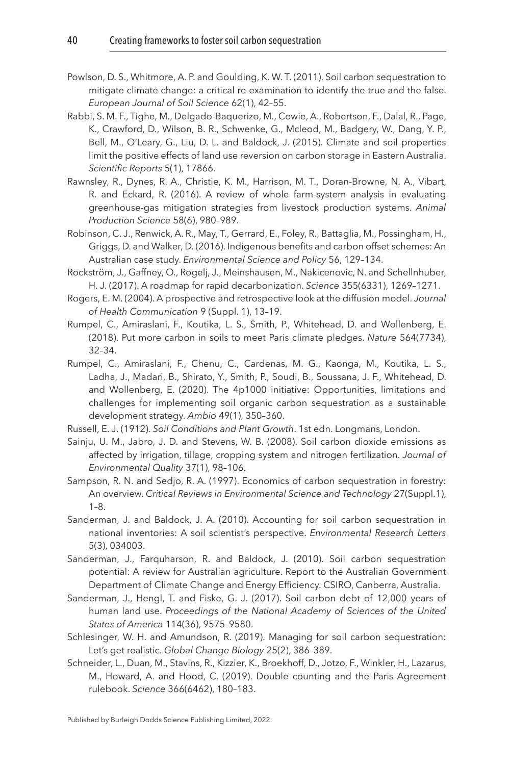Powlson, D. S., Whitmore, A. P. and Goulding, K. W. T. (2011). Soil carbon sequestration to mitigate climate change: a critical re-examination to identify the true and the false. *European Journal of Soil Science* 62(1), 42–55.

Rabbi, S. M. F., Tighe, M., Delgado-Baquerizo, M., Cowie, A., Robertson, F., Dalal, R., Page, K., Crawford, D., Wilson, B. R., Schwenke, G., Mcleod, M., Badgery, W., Dang, Y. P., Bell, M., O'Leary, G., Liu, D. L. and Baldock, J. (2015). Climate and soil properties limit the positive effects of land use reversion on carbon storage in Eastern Australia. *Scientific Reports* 5(1), 17866.

Rawnsley, R., Dynes, R. A., Christie, K. M., Harrison, M. T., Doran-Browne, N. A., Vibart, R. and Eckard, R. (2016). A review of whole farm-system analysis in evaluating greenhouse-gas mitigation strategies from livestock production systems. *Animal Production Science* 58(6), 980–989.

Robinson, C. J., Renwick, A. R., May, T., Gerrard, E., Foley, R., Battaglia, M., Possingham, H., Griggs, D. and Walker, D. (2016). Indigenous benefits and carbon offset schemes: An Australian case study. *Environmental Science and Policy* 56, 129–134.

Rockström, J., Gaffney, O., Rogelj, J., Meinshausen, M., Nakicenovic, N. and Schellnhuber, H. J. (2017). A roadmap for rapid decarbonization. *Science* 355(6331), 1269–1271.

Rogers, E. M. (2004). A prospective and retrospective look at the diffusion model. *Journal of Health Communication* 9 (Suppl. 1), 13–19.

Rumpel, C., Amiraslani, F., Koutika, L. S., Smith, P., Whitehead, D. and Wollenberg, E. (2018). Put more carbon in soils to meet Paris climate pledges. *Nature* 564(7734), 32–34.

Rumpel, C., Amiraslani, F., Chenu, C., Cardenas, M. G., Kaonga, M., Koutika, L. S., Ladha, J., Madari, B., Shirato, Y., Smith, P., Soudi, B., Soussana, J. F., Whitehead, D. and Wollenberg, E. (2020). The 4p1000 initiative: Opportunities, limitations and challenges for implementing soil organic carbon sequestration as a sustainable development strategy. *Ambio* 49(1), 350–360.

Russell, E. J. (1912). *Soil Conditions and Plant Growth*. 1st edn. Longmans, London.

Sainju, U. M., Jabro, J. D. and Stevens, W. B. (2008). Soil carbon dioxide emissions as affected by irrigation, tillage, cropping system and nitrogen fertilization. *Journal of Environmental Quality* 37(1), 98–106.

Sampson, R. N. and Sedjo, R. A. (1997). Economics of carbon sequestration in forestry: An overview. *Critical Reviews in Environmental Science and Technology* 27(Suppl.1), 1–8.

Sanderman, J. and Baldock, J. A. (2010). Accounting for soil carbon sequestration in national inventories: A soil scientist's perspective. *Environmental Research Letters* 5(3), 034003.

Sanderman, J., Farquharson, R. and Baldock, J. (2010). Soil carbon sequestration potential: A review for Australian agriculture. Report to the Australian Government Department of Climate Change and Energy Efficiency. CSIRO, Canberra, Australia.

Sanderman, J., Hengl, T. and Fiske, G. J. (2017). Soil carbon debt of 12,000 years of human land use. *Proceedings of the National Academy of Sciences of the United States of America* 114(36), 9575–9580.

Schlesinger, W. H. and Amundson, R. (2019). Managing for soil carbon sequestration: Let's get realistic. *Global Change Biology* 25(2), 386–389.

Schneider, L., Duan, M., Stavins, R., Kizzier, K., Broekhoff, D., Jotzo, F., Winkler, H., Lazarus, M., Howard, A. and Hood, C. (2019). Double counting and the Paris Agreement rulebook. *Science* 366(6462), 180–183.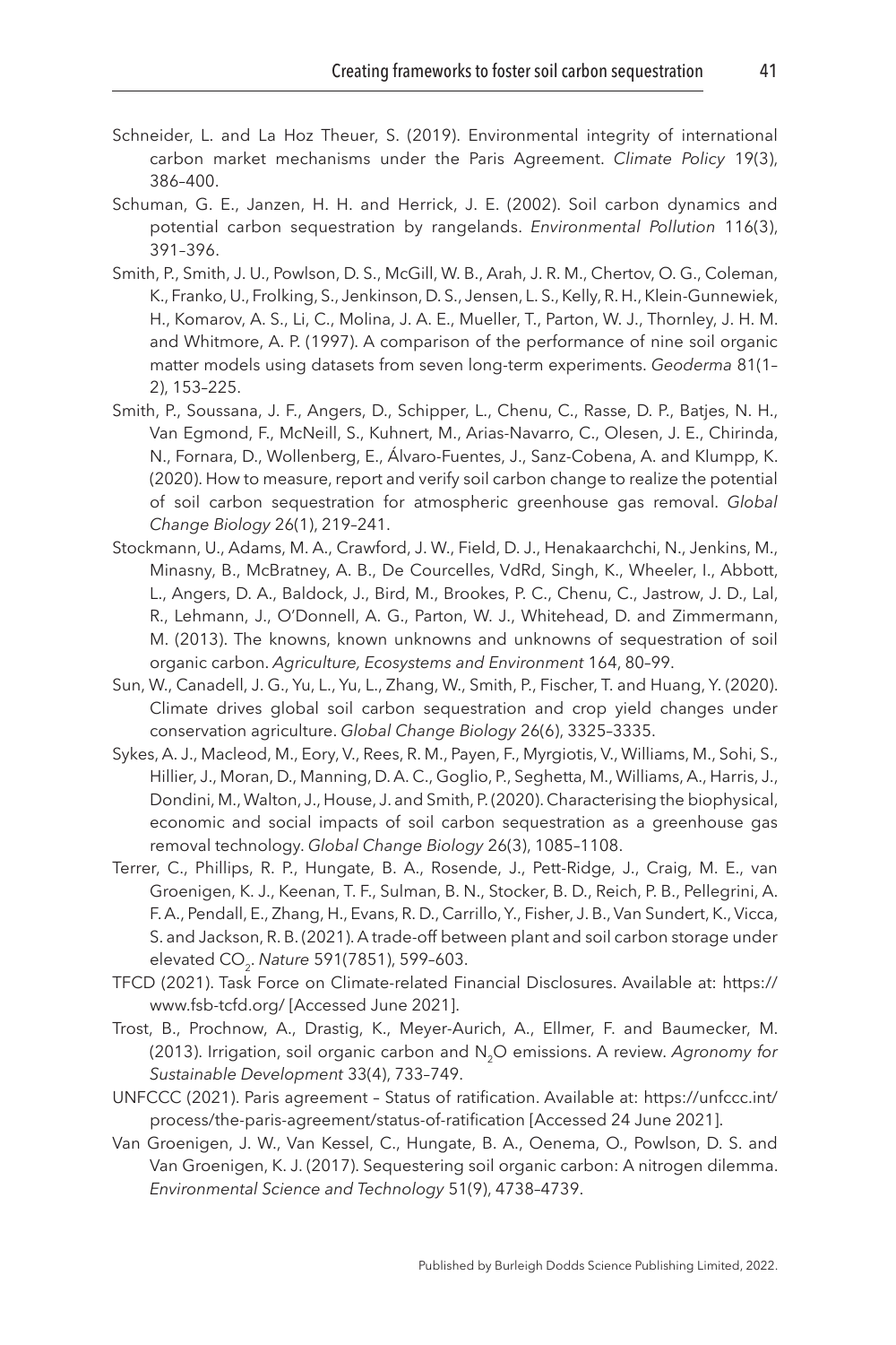Schneider, L. and La Hoz Theuer, S. (2019). Environmental integrity of international carbon market mechanisms under the Paris Agreement. *Climate Policy* 19(3), 386–400.

Schuman, G. E., Janzen, H. H. and Herrick, J. E. (2002). Soil carbon dynamics and potential carbon sequestration by rangelands. *Environmental Pollution* 116(3), 391–396.

Smith, P., Smith, J. U., Powlson, D. S., McGill, W. B., Arah, J. R. M., Chertov, O. G., Coleman, K., Franko, U., Frolking, S., Jenkinson, D. S., Jensen, L. S., Kelly, R. H., Klein-Gunnewiek, H., Komarov, A. S., Li, C., Molina, J. A. E., Mueller, T., Parton, W. J., Thornley, J. H. M. and Whitmore, A. P. (1997). A comparison of the performance of nine soil organic matter models using datasets from seven long-term experiments. *Geoderma* 81(1–2), 153–225.

Smith, P., Soussana, J. F., Angers, D., Schipper, L., Chenu, C., Rasse, D. P., Batjes, N. H., Van Egmond, F., McNeill, S., Kuhnert, M., Arias-Navarro, C., Olesen, J. E., Chirinda, N., Fornara, D., Wollenberg, E., Álvaro-Fuentes, J., Sanz-Cobena, A. and Klumpp, K. (2020). How to measure, report and verify soil carbon change to realize the potential of soil carbon sequestration for atmospheric greenhouse gas removal. *Global Change Biology* 26(1), 219–241.

Stockmann, U., Adams, M. A., Crawford, J. W., Field, D. J., Henakaarchchi, N., Jenkins, M., Minasny, B., McBratney, A. B., De Courcelles, VdRd, Singh, K., Wheeler, I., Abbott, L., Angers, D. A., Baldock, J., Bird, M., Brookes, P. C., Chenu, C., Jastrow, J. D., Lal, R., Lehmann, J., O'Donnell, A. G., Parton, W. J., Whitehead, D. and Zimmermann, M. (2013). The knowns, known unknowns and unknowns of sequestration of soil organic carbon. *Agriculture, Ecosystems and Environment* 164, 80–99.

Sun, W., Canadell, J. G., Yu, L., Yu, L., Zhang, W., Smith, P., Fischer, T. and Huang, Y. (2020). Climate drives global soil carbon sequestration and crop yield changes under conservation agriculture. *Global Change Biology* 26(6), 3325–3335.

Sykes, A. J., Macleod, M., Eory, V., Rees, R. M., Payen, F., Myrgiotis, V., Williams, M., Sohi, S., Hillier, J., Moran, D., Manning, D. A. C., Goglio, P., Seghetta, M., Williams, A., Harris, J., Dondini, M., Walton, J., House, J. and Smith, P. (2020). Characterising the biophysical, economic and social impacts of soil carbon sequestration as a greenhouse gas removal technology. *Global Change Biology* 26(3), 1085–1108.

Terrer, C., Phillips, R. P., Hungate, B. A., Rosende, J., Pett-Ridge, J., Craig, M. E., van Groenigen, K. J., Keenan, T. F., Sulman, B. N., Stocker, B. D., Reich, P. B., Pellegrini, A. F. A., Pendall, E., Zhang, H., Evans, R. D., Carrillo, Y., Fisher, J. B., Van Sundert, K., Vicca, S. and Jackson, R. B. (2021). A trade-off between plant and soil carbon storage under elevated $CO_2$. *Nature* 591(7851), 599–603.

TFCD (2021). Task Force on Climate-related Financial Disclosures. Available at: https://www.fsb-tcfd.org/ [Accessed June 2021].

Trost, B., Prochnow, A., Drastig, K., Meyer-Aurich, A., Ellmer, F. and Baumecker, M. (2013). Irrigation, soil organic carbon and $N_2O$ emissions. A review. *Agronomy for Sustainable Development* 33(4), 733–749.

UNFCCC (2021). Paris agreement – Status of ratification. Available at: https://unfccc.int/process/the-paris-agreement/status-of-ratification [Accessed 24 June 2021].

Van Groenigen, J. W., Van Kessel, C., Hungate, B. A., Oenema, O., Powlson, D. S. and Van Groenigen, K. J. (2017). Sequestering soil organic carbon: A nitrogen dilemma. *Environmental Science and Technology* 51(9), 4738–4739.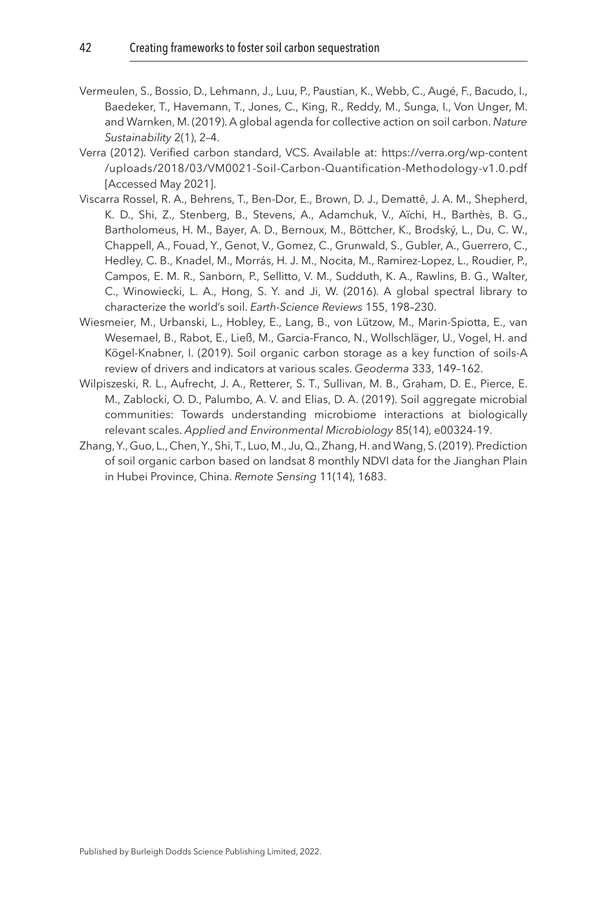Vermeulen, S., Bossio, D., Lehmann, J., Luu, P., Paustian, K., Webb, C., Augé, F., Bacudo, I., Baedeker, T., Havemann, T., Jones, C., King, R., Reddy, M., Sunga, I., Von Unger, M. and Warnken, M. (2019). A global agenda for collective action on soil carbon. *Nature Sustainability* 2(1), 2–4.

Verra (2012). Verified carbon standard, VCS. Available at: https://verra.org/wp-content/uploads/2018/03/VM0021-Soil-Carbon-Quantification-Methodology-v1.0.pdf [Accessed May 2021].

Viscarra Rossel, R. A., Behrens, T., Ben-Dor, E., Brown, D. J., Demattê, J. A. M., Shepherd, K. D., Shi, Z., Stenberg, B., Stevens, A., Adamchuk, V., Aïchi, H., Barthès, B. G., Bartholomeus, H. M., Bayer, A. D., Bernoux, M., Böttcher, K., Brodský, L., Du, C. W., Chappell, A., Fouad, Y., Genot, V., Gomez, C., Grunwald, S., Gubler, A., Guerrero, C., Hedley, C. B., Knadel, M., Morrás, H. J. M., Nocita, M., Ramirez-Lopez, L., Roudier, P., Campos, E. M. R., Sanborn, P., Sellitto, V. M., Sudduth, K. A., Rawlins, B. G., Walter, C., Winowiecki, L. A., Hong, S. Y. and Ji, W. (2016). A global spectral library to characterize the world's soil. *Earth-Science Reviews* 155, 198–230.

Wiesmeier, M., Urbanski, L., Hobley, E., Lang, B., von Lützow, M., Marin-Spiotta, E., van Wesemael, B., Rabot, E., Ließ, M., Garcia-Franco, N., Wollschläger, U., Vogel, H. and Kögel-Knabner, I. (2019). Soil organic carbon storage as a key function of soils-A review of drivers and indicators at various scales. *Geoderma* 333, 149–162.

Wilpiszeski, R. L., Aufrecht, J. A., Retterer, S. T., Sullivan, M. B., Graham, D. E., Pierce, E. M., Zablocki, O. D., Palumbo, A. V. and Elias, D. A. (2019). Soil aggregate microbial communities: Towards understanding microbiome interactions at biologically relevant scales. *Applied and Environmental Microbiology* 85(14), e00324-19.

Zhang, Y., Guo, L., Chen, Y., Shi, T., Luo, M., Ju, Q., Zhang, H. and Wang, S. (2019). Prediction of soil organic carbon based on landsat 8 monthly NDVI data for the Jianghan Plain in Hubei Province, China. *Remote Sensing* 11(14), 1683.